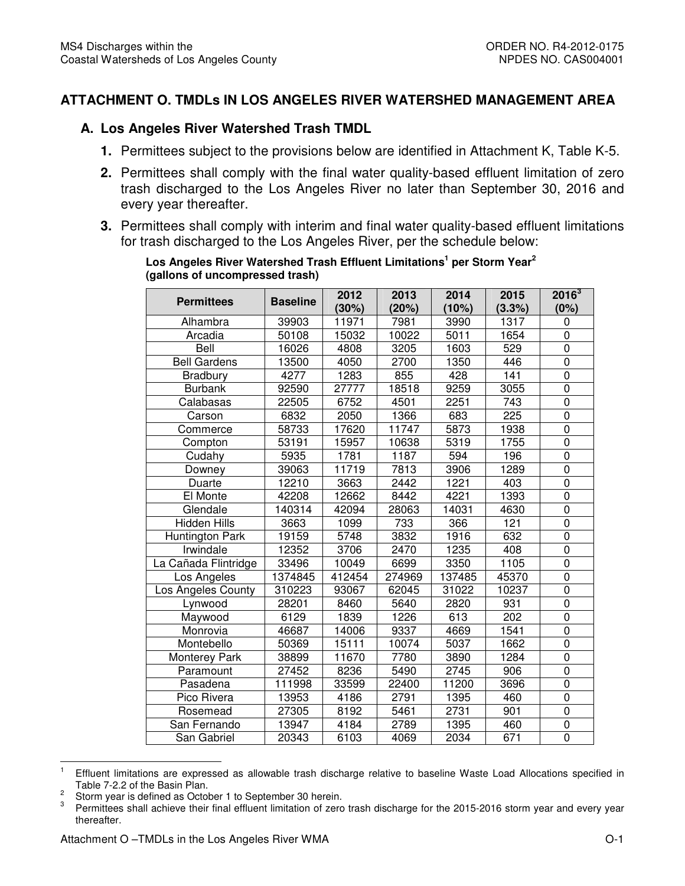## ATTACHMENT O. TMDLs IN LOS ANGELES RIVER WATERSHED MANAGEMENT AREA

### A. Los Angeles River Watershed Trash TMDL

1. Permittees subject to the provisions below are identified in Attachment K, Table K-5.
2. Permittees shall comply with the final water quality-based effluent limitation of zero trash discharged to the Los Angeles River no later than September 30, 2016 and every year thereafter.
3. Permittees shall comply with interim and final water quality-based effluent limitations for trash discharged to the Los Angeles River, per the schedule below:

**Los Angeles River Watershed Trash Effluent Limitations[1] per Storm Year[2] (gallons of uncompressed trash)**

| Permittees | Baseline | 2012 (30%) | 2013 (20%) | 2014 (10%) | 2015 (3.3%) | 2016[3] (0%) |
|---|---|---|---|---|---|---|
| Alhambra | 39903 | 11971 | 7981 | 3990 | 1317 | 0 |
| Arcadia | 50108 | 15032 | 10022 | 5011 | 1654 | 0 |
| Bell | 16026 | 4808 | 3205 | 1603 | 529 | 0 |
| Bell Gardens | 13500 | 4050 | 2700 | 1350 | 446 | 0 |
| Bradbury | 4277 | 1283 | 855 | 428 | 141 | 0 |
| Burbank | 92590 | 27777 | 18518 | 9259 | 3055 | 0 |
| Calabasas | 22505 | 6752 | 4501 | 2251 | 743 | 0 |
| Carson | 6832 | 2050 | 1366 | 683 | 225 | 0 |
| Commerce | 58733 | 17620 | 11747 | 5873 | 1938 | 0 |
| Compton | 53191 | 15957 | 10638 | 5319 | 1755 | 0 |
| Cudahy | 5935 | 1781 | 1187 | 594 | 196 | 0 |
| Downey | 39063 | 11719 | 7813 | 3906 | 1289 | 0 |
| Duarte | 12210 | 3663 | 2442 | 1221 | 403 | 0 |
| El Monte | 42208 | 12662 | 8442 | 4221 | 1393 | 0 |
| Glendale | 140314 | 42094 | 28063 | 14031 | 4630 | 0 |
| Hidden Hills | 3663 | 1099 | 733 | 366 | 121 | 0 |
| Huntington Park | 19159 | 5748 | 3832 | 1916 | 632 | 0 |
| Irwindale | 12352 | 3706 | 2470 | 1235 | 408 | 0 |
| La Cañada Flintridge | 33496 | 10049 | 6699 | 3350 | 1105 | 0 |
| Los Angeles | 1374845 | 412454 | 274969 | 137485 | 45370 | 0 |
| Los Angeles County | 310223 | 93067 | 62045 | 31022 | 10237 | 0 |
| Lynwood | 28201 | 8460 | 5640 | 2820 | 931 | 0 |
| Maywood | 6129 | 1839 | 1226 | 613 | 202 | 0 |
| Monrovia | 46687 | 14006 | 9337 | 4669 | 1541 | 0 |
| Montebello | 50369 | 15111 | 10074 | 5037 | 1662 | 0 |
| Monterey Park | 38899 | 11670 | 7780 | 3890 | 1284 | 0 |
| Paramount | 27452 | 8236 | 5490 | 2745 | 906 | 0 |
| Pasadena | 111998 | 33599 | 22400 | 11200 | 3696 | 0 |
| Pico Rivera | 13953 | 4186 | 2791 | 1395 | 460 | 0 |
| Rosemead | 27305 | 8192 | 5461 | 2731 | 901 | 0 |
| San Fernando | 13947 | 4184 | 2789 | 1395 | 460 | 0 |
| San Gabriel | 20343 | 6103 | 4069 | 2034 | 671 | 0 |

[1] Effluent limitations are expressed as allowable trash discharge relative to baseline Waste Load Allocations specified in Table 7-2.2 of the Basin Plan.

[2] Storm year is defined as October 1 to September 30 herein.

[3] Permittees shall achieve their final effluent limitation of zero trash discharge for the 2015-2016 storm year and every year thereafter.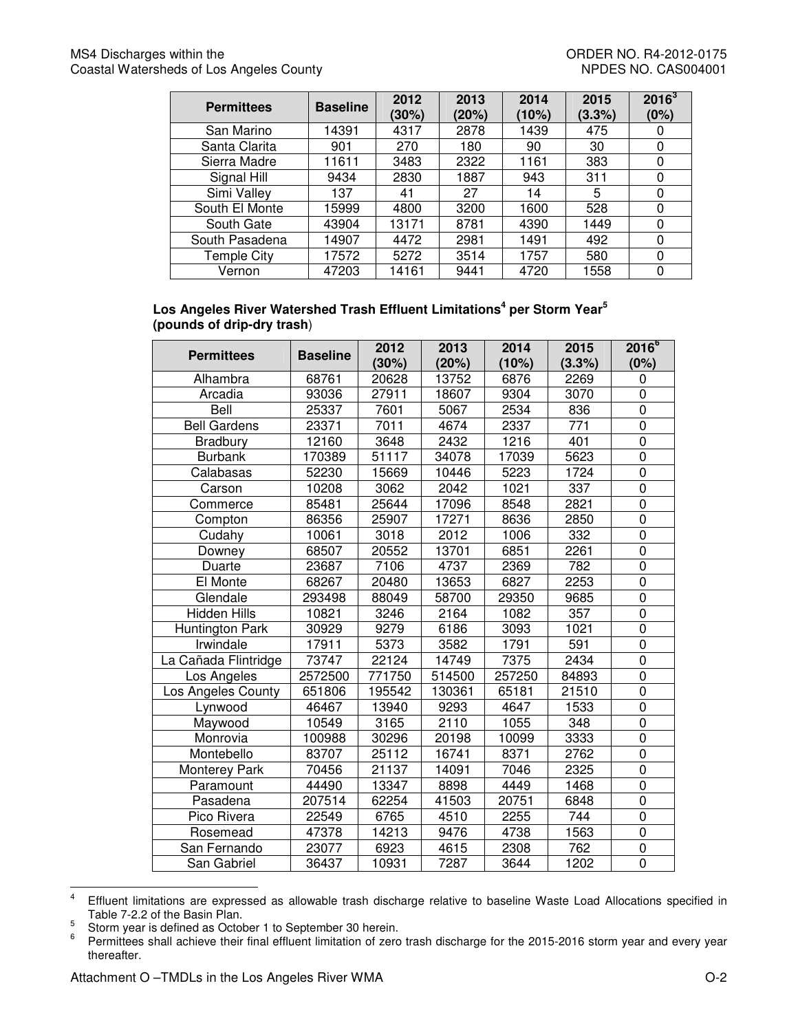| Permittees | Baseline | 2012 (30%) | 2013 (20%) | 2014 (10%) | 2015 (3.3%) | 2016[3] (0%) |
|---|---|---|---|---|---|---|
| San Marino | 14391 | 4317 | 2878 | 1439 | 475 | 0 |
| Santa Clarita | 901 | 270 | 180 | 90 | 30 | 0 |
| Sierra Madre | 11611 | 3483 | 2322 | 1161 | 383 | 0 |
| Signal Hill | 9434 | 2830 | 1887 | 943 | 311 | 0 |
| Simi Valley | 137 | 41 | 27 | 14 | 5 | 0 |
| South El Monte | 15999 | 4800 | 3200 | 1600 | 528 | 0 |
| South Gate | 43904 | 13171 | 8781 | 4390 | 1449 | 0 |
| South Pasadena | 14907 | 4472 | 2981 | 1491 | 492 | 0 |
| Temple City | 17572 | 5272 | 3514 | 1757 | 580 | 0 |
| Vernon | 47203 | 14161 | 9441 | 4720 | 1558 | 0 |

**Los Angeles River Watershed Trash Effluent Limitations[4] per Storm Year[5] (pounds of drip-dry trash)**

| Permittees | Baseline | 2012 (30%) | 2013 (20%) | 2014 (10%) | 2015 (3.3%) | 2016[6] (0%) |
|---|---|---|---|---|---|---|
| Alhambra | 68761 | 20628 | 13752 | 6876 | 2269 | 0 |
| Arcadia | 93036 | 27911 | 18607 | 9304 | 3070 | 0 |
| Bell | 25337 | 7601 | 5067 | 2534 | 836 | 0 |
| Bell Gardens | 23371 | 7011 | 4674 | 2337 | 771 | 0 |
| Bradbury | 12160 | 3648 | 2432 | 1216 | 401 | 0 |
| Burbank | 170389 | 51117 | 34078 | 17039 | 5623 | 0 |
| Calabasas | 52230 | 15669 | 10446 | 5223 | 1724 | 0 |
| Carson | 10208 | 3062 | 2042 | 1021 | 337 | 0 |
| Commerce | 85481 | 25644 | 17096 | 8548 | 2821 | 0 |
| Compton | 86356 | 25907 | 17271 | 8636 | 2850 | 0 |
| Cudahy | 10061 | 3018 | 2012 | 1006 | 332 | 0 |
| Downey | 68507 | 20552 | 13701 | 6851 | 2261 | 0 |
| Duarte | 23687 | 7106 | 4737 | 2369 | 782 | 0 |
| El Monte | 68267 | 20480 | 13653 | 6827 | 2253 | 0 |
| Glendale | 293498 | 88049 | 58700 | 29350 | 9685 | 0 |
| Hidden Hills | 10821 | 3246 | 2164 | 1082 | 357 | 0 |
| Huntington Park | 30929 | 9279 | 6186 | 3093 | 1021 | 0 |
| Irwindale | 17911 | 5373 | 3582 | 1791 | 591 | 0 |
| La Cañada Flintridge | 73747 | 22124 | 14749 | 7375 | 2434 | 0 |
| Los Angeles | 2572500 | 771750 | 514500 | 257250 | 84893 | 0 |
| Los Angeles County | 651806 | 195542 | 130361 | 65181 | 21510 | 0 |
| Lynwood | 46467 | 13940 | 9293 | 4647 | 1533 | 0 |
| Maywood | 10549 | 3165 | 2110 | 1055 | 348 | 0 |
| Monrovia | 100988 | 30296 | 20198 | 10099 | 3333 | 0 |
| Montebello | 83707 | 25112 | 16741 | 8371 | 2762 | 0 |
| Monterey Park | 70456 | 21137 | 14091 | 7046 | 2325 | 0 |
| Paramount | 44490 | 13347 | 8898 | 4449 | 1468 | 0 |
| Pasadena | 207514 | 62254 | 41503 | 20751 | 6848 | 0 |
| Pico Rivera | 22549 | 6765 | 4510 | 2255 | 744 | 0 |
| Rosemead | 47378 | 14213 | 9476 | 4738 | 1563 | 0 |
| San Fernando | 23077 | 6923 | 4615 | 2308 | 762 | 0 |
| San Gabriel | 36437 | 10931 | 7287 | 3644 | 1202 | 0 |

[4] Effluent limitations are expressed as allowable trash discharge relative to baseline Waste Load Allocations specified in Table 7-2.2 of the Basin Plan.

[5] Storm year is defined as October 1 to September 30 herein.

[6] Permittees shall achieve their final effluent limitation of zero trash discharge for the 2015-2016 storm year and every year thereafter.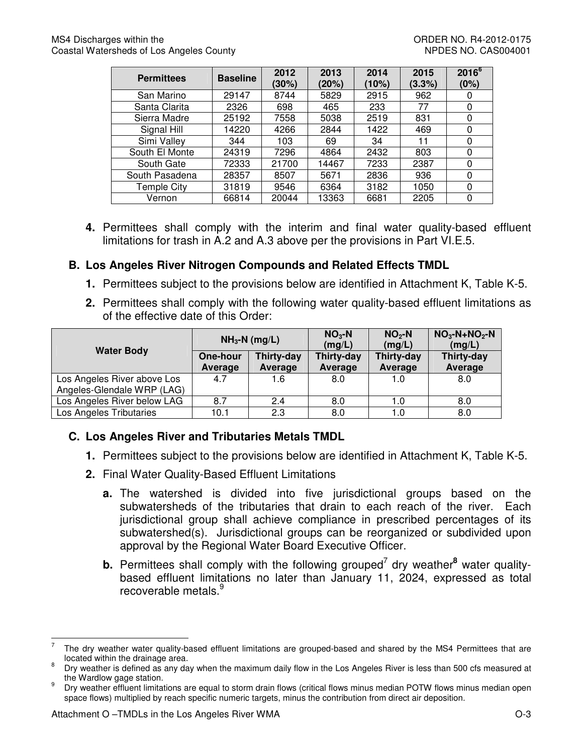| Permittees | Baseline | 2012 (30%) | 2013 (20%) | 2014 (10%) | 2015 (3.3%) | 2016[6] (0%) |
|---|---|---|---|---|---|---|
| San Marino | 29147 | 8744 | 5829 | 2915 | 962 | 0 |
| Santa Clarita | 2326 | 698 | 465 | 233 | 77 | 0 |
| Sierra Madre | 25192 | 7558 | 5038 | 2519 | 831 | 0 |
| Signal Hill | 14220 | 4266 | 2844 | 1422 | 469 | 0 |
| Simi Valley | 344 | 103 | 69 | 34 | 11 | 0 |
| South El Monte | 24319 | 7296 | 4864 | 2432 | 803 | 0 |
| South Gate | 72333 | 21700 | 14467 | 7233 | 2387 | 0 |
| South Pasadena | 28357 | 8507 | 5671 | 2836 | 936 | 0 |
| Temple City | 31819 | 9546 | 6364 | 3182 | 1050 | 0 |
| Vernon | 66814 | 20044 | 13363 | 6681 | 2205 | 0 |

**4.** Permittees shall comply with the interim and final water quality-based effluent limitations for trash in A.2 and A.3 above per the provisions in Part VI.E.5.

## B. Los Angeles River Nitrogen Compounds and Related Effects TMDL

**1.** Permittees subject to the provisions below are identified in Attachment K, Table K-5.

**2.** Permittees shall comply with the following water quality-based effluent limitations as of the effective date of this Order:

| Water Body | $NH_3$-N (mg/L) | | $NO_3$-N (mg/L) | $NO_2$-N (mg/L) | $NO_3$-N+$NO_2$-N (mg/L) |
|---|---|---|---|---|---|
| | One-hour Average | Thirty-day Average | Thirty-day Average | Thirty-day Average | Thirty-day Average |
| Los Angeles River above Los Angeles-Glendale WRP (LAG) | 4.7 | 1.6 | 8.0 | 1.0 | 8.0 |
| Los Angeles River below LAG | 8.7 | 2.4 | 8.0 | 1.0 | 8.0 |
| Los Angeles Tributaries | 10.1 | 2.3 | 8.0 | 1.0 | 8.0 |

## C. Los Angeles River and Tributaries Metals TMDL

**1.** Permittees subject to the provisions below are identified in Attachment K, Table K-5.

**2.** Final Water Quality-Based Effluent Limitations

**a.** The watershed is divided into five jurisdictional groups based on the subwatersheds of the tributaries that drain to each reach of the river. Each jurisdictional group shall achieve compliance in prescribed percentages of its subwatershed(s). Jurisdictional groups can be reorganized or subdivided upon approval by the Regional Water Board Executive Officer.

**b.** Permittees shall comply with the following grouped[7] dry weather[8] water quality-based effluent limitations no later than January 11, 2024, expressed as total recoverable metals.[9]

---

[7] The dry weather water quality-based effluent limitations are grouped-based and shared by the MS4 Permittees that are located within the drainage area.

[8] Dry weather is defined as any day when the maximum daily flow in the Los Angeles River is less than 500 cfs measured at the Wardlow gage station.

[9] Dry weather effluent limitations are equal to storm drain flows (critical flows minus median POTW flows minus median open space flows) multiplied by reach specific numeric targets, minus the contribution from direct air deposition.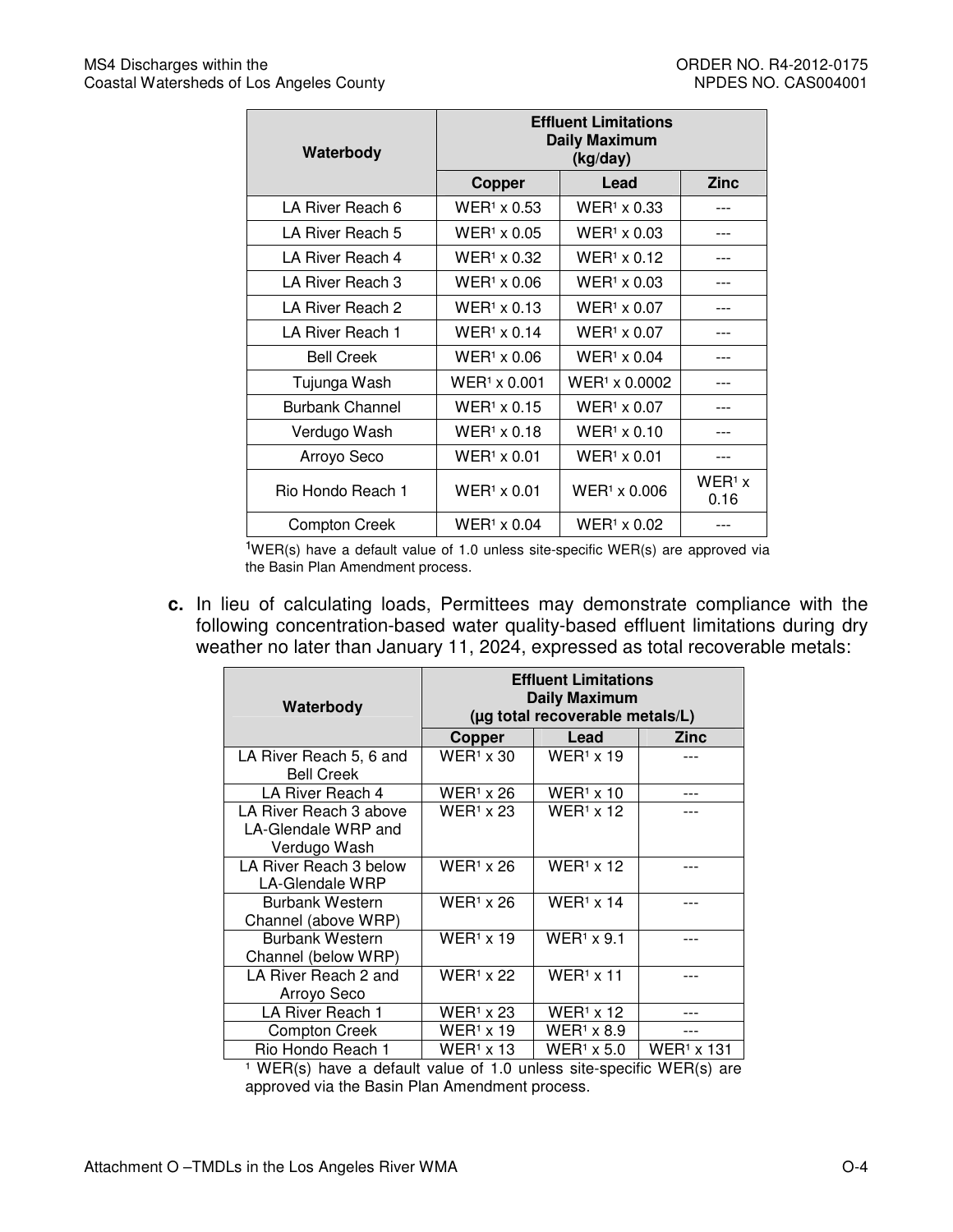| Waterbody | Effluent Limitations Daily Maximum (kg/day) | | |
|---|---|---|---|
| | Copper | Lead | Zinc |
| LA River Reach 6 | WER[1] x 0.53 | WER[1] x 0.33 | --- |
| LA River Reach 5 | WER[1] x 0.05 | WER[1] x 0.03 | --- |
| LA River Reach 4 | WER[1] x 0.32 | WER[1] x 0.12 | --- |
| LA River Reach 3 | WER[1] x 0.06 | WER[1] x 0.03 | --- |
| LA River Reach 2 | WER[1] x 0.13 | WER[1] x 0.07 | --- |
| LA River Reach 1 | WER[1] x 0.14 | WER[1] x 0.07 | --- |
| Bell Creek | WER[1] x 0.06 | WER[1] x 0.04 | --- |
| Tujunga Wash | WER[1] x 0.001 | WER[1] x 0.0002 | --- |
| Burbank Channel | WER[1] x 0.15 | WER[1] x 0.07 | --- |
| Verdugo Wash | WER[1] x 0.18 | WER[1] x 0.10 | --- |
| Arroyo Seco | WER[1] x 0.01 | WER[1] x 0.01 | --- |
| Rio Hondo Reach 1 | WER[1] x 0.01 | WER[1] x 0.006 | WER[1] x 0.16 |
| Compton Creek | WER[1] x 0.04 | WER[1] x 0.02 | --- |

[1]WER(s) have a default value of 1.0 unless site-specific WER(s) are approved via the Basin Plan Amendment process.

**c.** In lieu of calculating loads, Permittees may demonstrate compliance with the following concentration-based water quality-based effluent limitations during dry weather no later than January 11, 2024, expressed as total recoverable metals:

| Waterbody | Effluent Limitations Daily Maximum (µg total recoverable metals/L) | | |
|---|---|---|---|
| | Copper | Lead | Zinc |
| LA River Reach 5, 6 and Bell Creek | WER[1] x 30 | WER[1] x 19 | --- |
| LA River Reach 4 | WER[1] x 26 | WER[1] x 10 | --- |
| LA River Reach 3 above LA-Glendale WRP and Verdugo Wash | WER[1] x 23 | WER[1] x 12 | --- |
| LA River Reach 3 below LA-Glendale WRP | WER[1] x 26 | WER[1] x 12 | --- |
| Burbank Western Channel (above WRP) | WER[1] x 26 | WER[1] x 14 | --- |
| Burbank Western Channel (below WRP) | WER[1] x 19 | WER[1] x 9.1 | --- |
| LA River Reach 2 and Arroyo Seco | WER[1] x 22 | WER[1] x 11 | --- |
| LA River Reach 1 | WER[1] x 23 | WER[1] x 12 | --- |
| Compton Creek | WER[1] x 19 | WER[1] x 8.9 | --- |
| Rio Hondo Reach 1 | WER[1] x 13 | WER[1] x 5.0 | WER[1] x 131 |

[1] WER(s) have a default value of 1.0 unless site-specific WER(s) are approved via the Basin Plan Amendment process.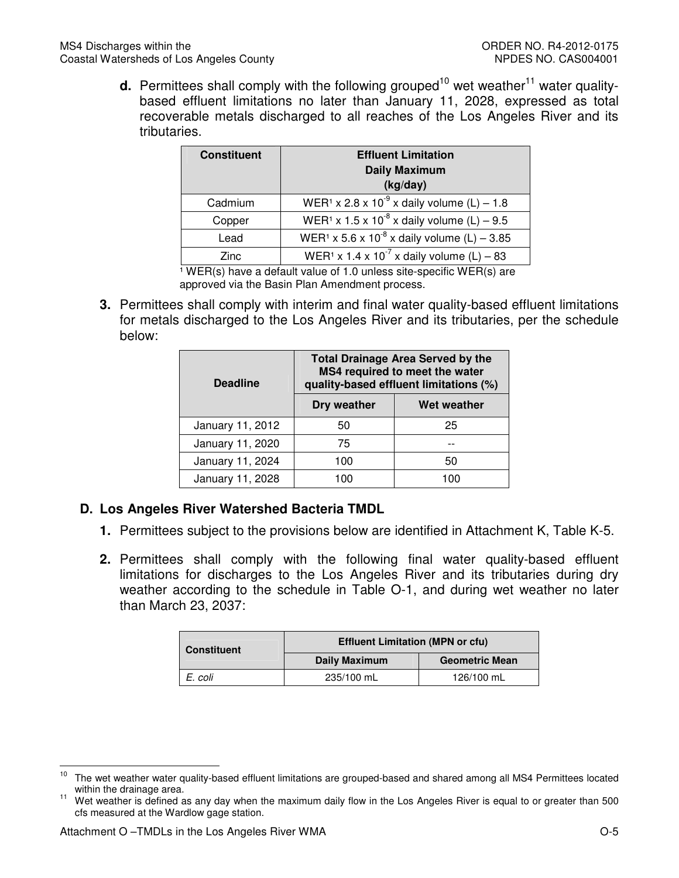**d.** Permittees shall comply with the following grouped[10] wet weather[11] water quality-based effluent limitations no later than January 11, 2028, expressed as total recoverable metals discharged to all reaches of the Los Angeles River and its tributaries.

| Constituent | Effluent Limitation Daily Maximum (kg/day) |
|---|---|
| Cadmium | WER[1] x $2.8 \times 10^{-9}$ x daily volume (L) – 1.8 |
| Copper | WER[1] x $1.5 \times 10^{-8}$ x daily volume (L) – 9.5 |
| Lead | WER[1] x $5.6 \times 10^{-8}$ x daily volume (L) – 3.85 |
| Zinc | WER[1] x $1.4 \times 10^{-7}$ x daily volume (L) – 83 |

[1] WER(s) have a default value of 1.0 unless site-specific WER(s) are approved via the Basin Plan Amendment process.

**3.** Permittees shall comply with interim and final water quality-based effluent limitations for metals discharged to the Los Angeles River and its tributaries, per the schedule below:

| Deadline | Total Drainage Area Served by the MS4 required to meet the water quality-based effluent limitations (%) | |
|---|---|---|
| | Dry weather | Wet weather |
| January 11, 2012 | 50 | 25 |
| January 11, 2020 | 75 | -- |
| January 11, 2024 | 100 | 50 |
| January 11, 2028 | 100 | 100 |

## D. Los Angeles River Watershed Bacteria TMDL

**1.** Permittees subject to the provisions below are identified in Attachment K, Table K-5.

**2.** Permittees shall comply with the following final water quality-based effluent limitations for discharges to the Los Angeles River and its tributaries during dry weather according to the schedule in Table O-1, and during wet weather no later than March 23, 2037:

| Constituent | Effluent Limitation (MPN or cfu) | |
|---|---|---|
| | Daily Maximum | Geometric Mean |
| *E. coli* | 235/100 mL | 126/100 mL |

[10] The wet weather water quality-based effluent limitations are grouped-based and shared among all MS4 Permittees located within the drainage area.

[11] Wet weather is defined as any day when the maximum daily flow in the Los Angeles River is equal to or greater than 500 cfs measured at the Wardlow gage station.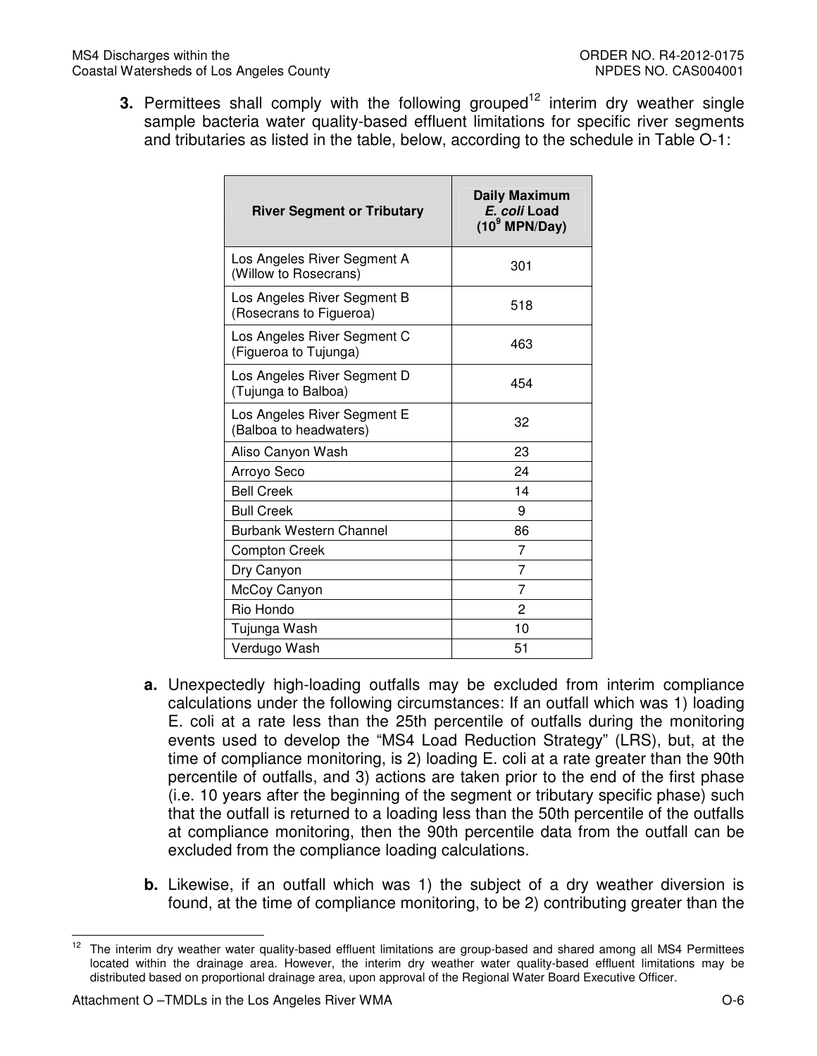3. Permittees shall comply with the following grouped[12] interim dry weather single sample bacteria water quality-based effluent limitations for specific river segments and tributaries as listed in the table, below, according to the schedule in Table O-1:

| River Segment or Tributary | Daily Maximum *E. coli* Load ($10^9$ MPN/Day) |
|---|---|
| Los Angeles River Segment A (Willow to Rosecrans) | 301 |
| Los Angeles River Segment B (Rosecrans to Figueroa) | 518 |
| Los Angeles River Segment C (Figueroa to Tujunga) | 463 |
| Los Angeles River Segment D (Tujunga to Balboa) | 454 |
| Los Angeles River Segment E (Balboa to headwaters) | 32 |
| Aliso Canyon Wash | 23 |
| Arroyo Seco | 24 |
| Bell Creek | 14 |
| Bull Creek | 9 |
| Burbank Western Channel | 86 |
| Compton Creek | 7 |
| Dry Canyon | 7 |
| McCoy Canyon | 7 |
| Rio Hondo | 2 |
| Tujunga Wash | 10 |
| Verdugo Wash | 51 |

a. Unexpectedly high-loading outfalls may be excluded from interim compliance calculations under the following circumstances: If an outfall which was 1) loading E. coli at a rate less than the 25th percentile of outfalls during the monitoring events used to develop the "MS4 Load Reduction Strategy" (LRS), but, at the time of compliance monitoring, is 2) loading E. coli at a rate greater than the 90th percentile of outfalls, and 3) actions are taken prior to the end of the first phase (i.e. 10 years after the beginning of the segment or tributary specific phase) such that the outfall is returned to a loading less than the 50th percentile of the outfalls at compliance monitoring, then the 90th percentile data from the outfall can be excluded from the compliance loading calculations.

b. Likewise, if an outfall which was 1) the subject of a dry weather diversion is found, at the time of compliance monitoring, to be 2) contributing greater than the

[12] The interim dry weather water quality-based effluent limitations are group-based and shared among all MS4 Permittees located within the drainage area. However, the interim dry weather water quality-based effluent limitations may be distributed based on proportional drainage area, upon approval of the Regional Water Board Executive Officer.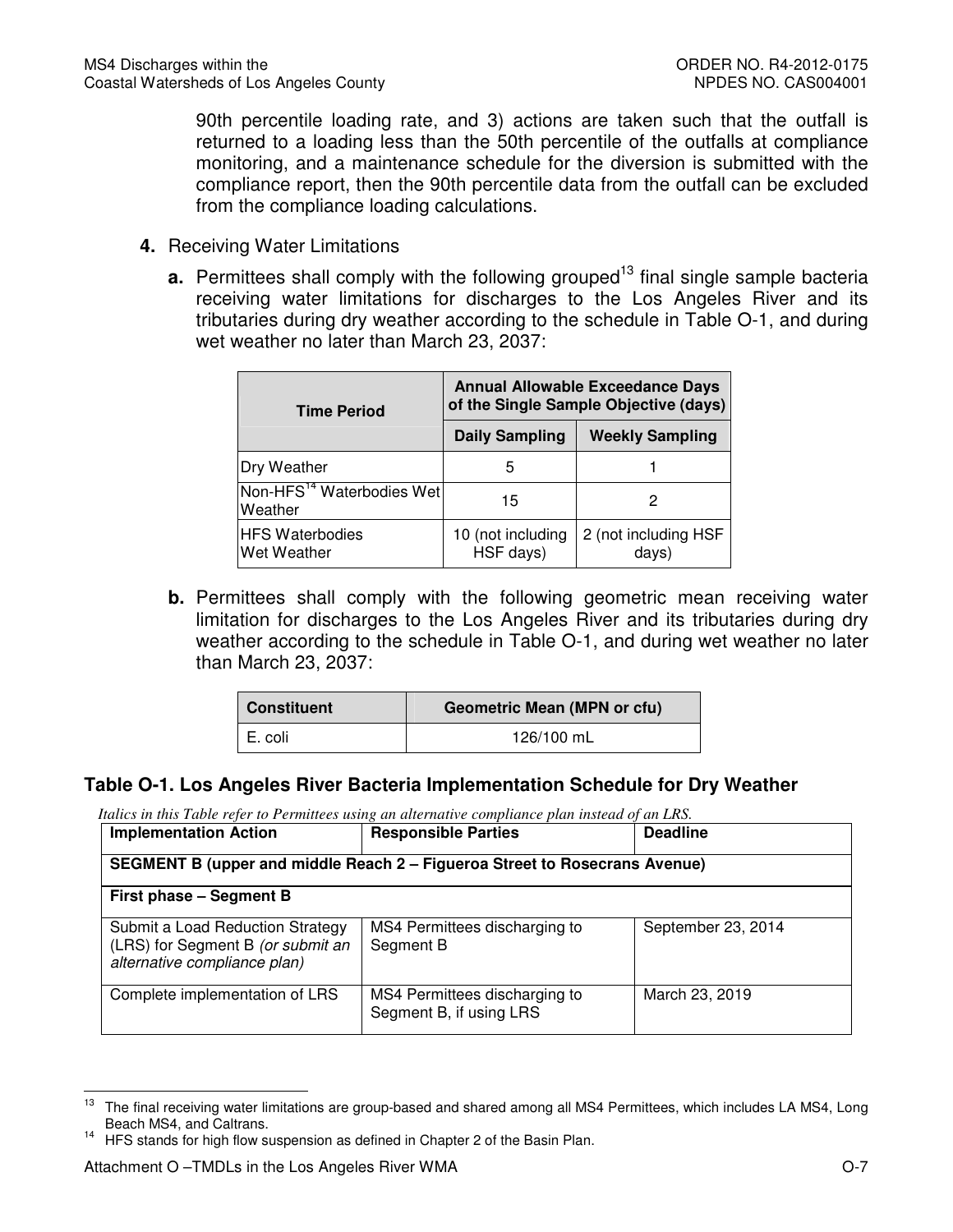90th percentile loading rate, and 3) actions are taken such that the outfall is returned to a loading less than the 50th percentile of the outfalls at compliance monitoring, and a maintenance schedule for the diversion is submitted with the compliance report, then the 90th percentile data from the outfall can be excluded from the compliance loading calculations.

4. Receiving Water Limitations

   a. Permittees shall comply with the following grouped[13] final single sample bacteria receiving water limitations for discharges to the Los Angeles River and its tributaries during dry weather according to the schedule in Table O-1, and during wet weather no later than March 23, 2037:

| Time Period | Annual Allowable Exceedance Days of the Single Sample Objective (days) | |
|---|---|---|
| | Daily Sampling | Weekly Sampling |
| Dry Weather | 5 | 1 |
| Non-HFS[14] Waterbodies Wet Weather | 15 | 2 |
| HFS Waterbodies Wet Weather | 10 (not including HSF days) | 2 (not including HSF days) |

   b. Permittees shall comply with the following geometric mean receiving water limitation for discharges to the Los Angeles River and its tributaries during dry weather according to the schedule in Table O-1, and during wet weather no later than March 23, 2037:

| Constituent | Geometric Mean (MPN or cfu) |
|---|---|
| E. coli | 126/100 mL |

### Table O-1. Los Angeles River Bacteria Implementation Schedule for Dry Weather

*Italics in this Table refer to Permittees using an alternative compliance plan instead of an LRS.*

| Implementation Action | Responsible Parties | Deadline |
|---|---|---|
| **SEGMENT B (upper and middle Reach 2 – Figueroa Street to Rosecrans Avenue)** | | |
| **First phase – Segment B** | | |
| Submit a Load Reduction Strategy (LRS) for Segment B *(or submit an alternative compliance plan)* | MS4 Permittees discharging to Segment B | September 23, 2014 |
| Complete implementation of LRS | MS4 Permittees discharging to Segment B, if using LRS | March 23, 2019 |

[13] The final receiving water limitations are group-based and shared among all MS4 Permittees, which includes LA MS4, Long Beach MS4, and Caltrans.

[14] HFS stands for high flow suspension as defined in Chapter 2 of the Basin Plan.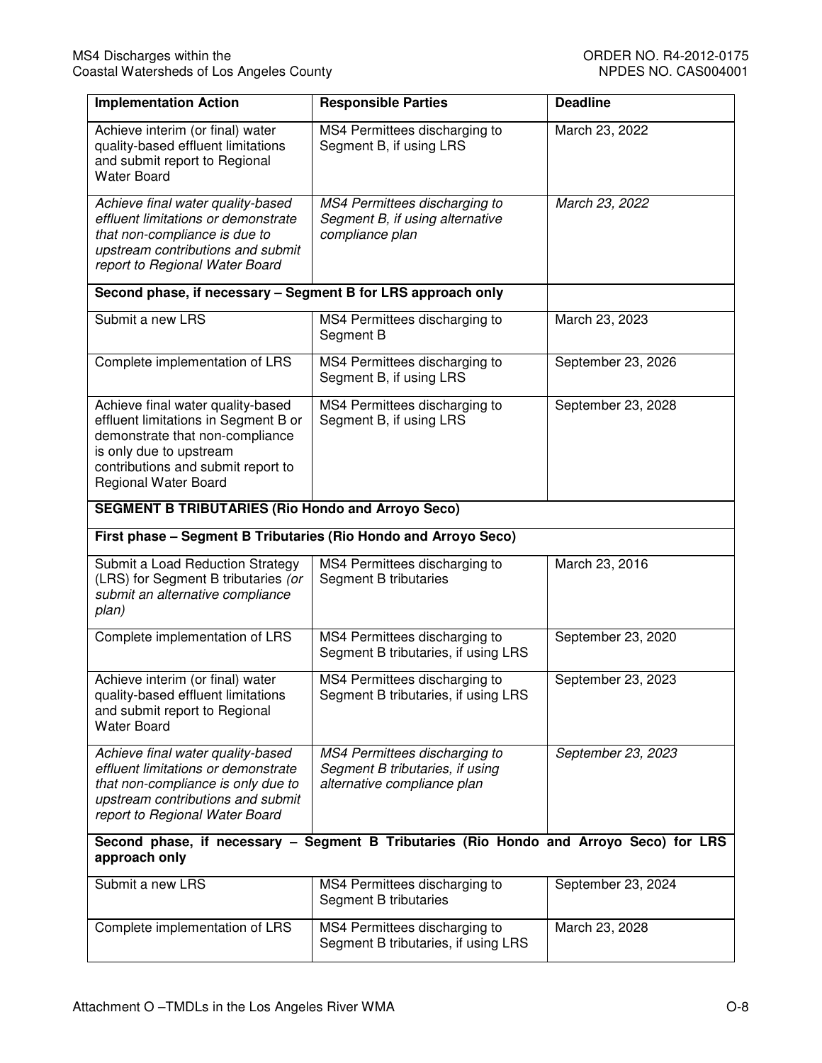| Implementation Action | Responsible Parties | Deadline |
|---|---|---|
| Achieve interim (or final) water quality-based effluent limitations and submit report to Regional Water Board | MS4 Permittees discharging to Segment B, if using LRS | March 23, 2022 |
| *Achieve final water quality-based effluent limitations or demonstrate that non-compliance is due to upstream contributions and submit report to Regional Water Board* | *MS4 Permittees discharging to Segment B, if using alternative compliance plan* | *March 23, 2022* |
| **Second phase, if necessary – Segment B for LRS approach only** | | |
| Submit a new LRS | MS4 Permittees discharging to Segment B | March 23, 2023 |
| Complete implementation of LRS | MS4 Permittees discharging to Segment B, if using LRS | September 23, 2026 |
| Achieve final water quality-based effluent limitations in Segment B or demonstrate that non-compliance is only due to upstream contributions and submit report to Regional Water Board | MS4 Permittees discharging to Segment B, if using LRS | September 23, 2028 |
| **SEGMENT B TRIBUTARIES (Rio Hondo and Arroyo Seco)** | | |
| **First phase – Segment B Tributaries (Rio Hondo and Arroyo Seco)** | | |
| Submit a Load Reduction Strategy (LRS) for Segment B tributaries *(or submit an alternative compliance plan)* | MS4 Permittees discharging to Segment B tributaries | March 23, 2016 |
| Complete implementation of LRS | MS4 Permittees discharging to Segment B tributaries, if using LRS | September 23, 2020 |
| Achieve interim (or final) water quality-based effluent limitations and submit report to Regional Water Board | MS4 Permittees discharging to Segment B tributaries, if using LRS | September 23, 2023 |
| *Achieve final water quality-based effluent limitations or demonstrate that non-compliance is only due to upstream contributions and submit report to Regional Water Board* | *MS4 Permittees discharging to Segment B tributaries, if using alternative compliance plan* | *September 23, 2023* |
| **Second phase, if necessary – Segment B Tributaries (Rio Hondo and Arroyo Seco) for LRS approach only** | | |
| Submit a new LRS | MS4 Permittees discharging to Segment B tributaries | September 23, 2024 |
| Complete implementation of LRS | MS4 Permittees discharging to Segment B tributaries, if using LRS | March 23, 2028 |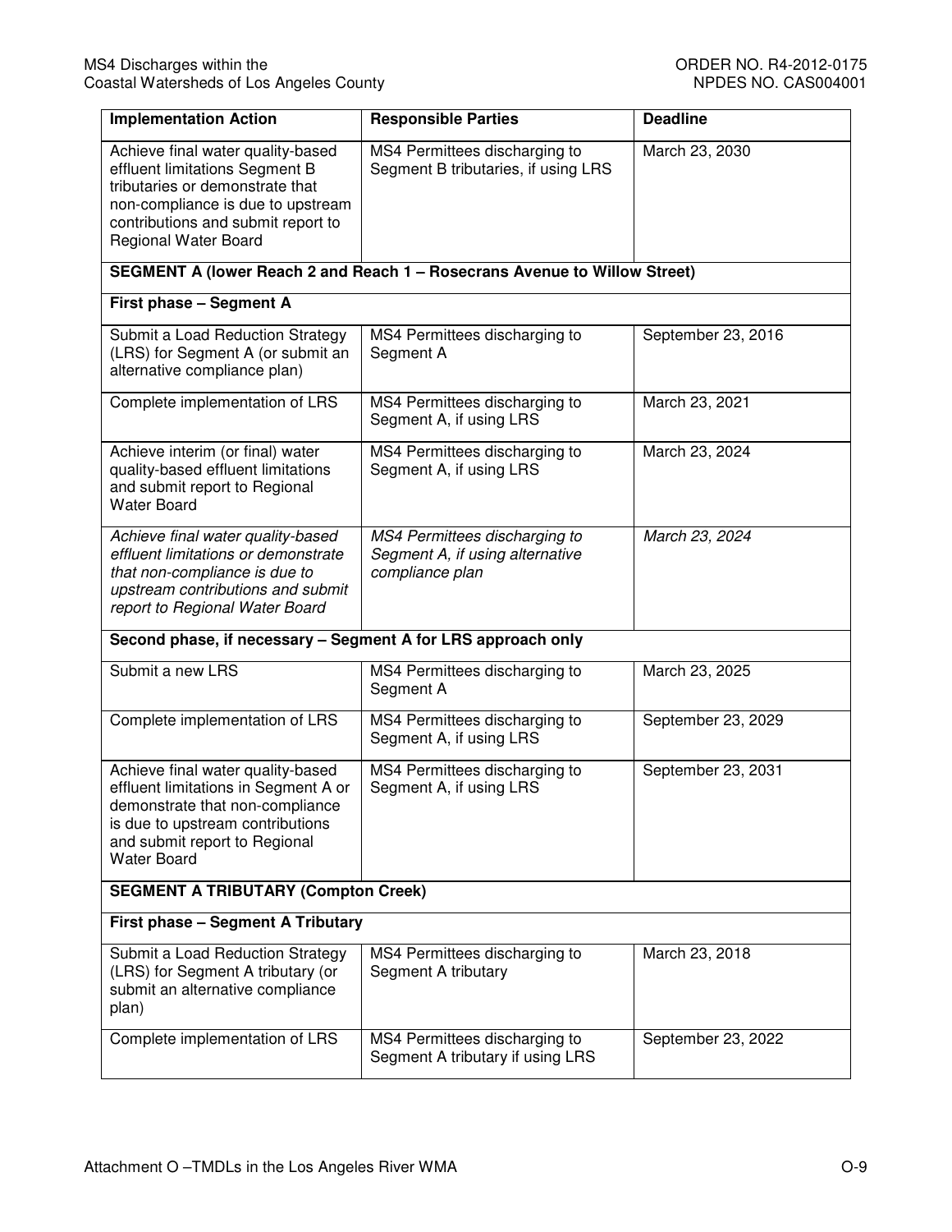| Implementation Action | Responsible Parties | Deadline |
|---|---|---|
| Achieve final water quality-based effluent limitations Segment B tributaries or demonstrate that non-compliance is due to upstream contributions and submit report to Regional Water Board | MS4 Permittees discharging to Segment B tributaries, if using LRS | March 23, 2030 |
| **SEGMENT A (lower Reach 2 and Reach 1 – Rosecrans Avenue to Willow Street)** | | |
| **First phase – Segment A** | | |
| Submit a Load Reduction Strategy (LRS) for Segment A (or submit an alternative compliance plan) | MS4 Permittees discharging to Segment A | September 23, 2016 |
| Complete implementation of LRS | MS4 Permittees discharging to Segment A, if using LRS | March 23, 2021 |
| Achieve interim (or final) water quality-based effluent limitations and submit report to Regional Water Board | MS4 Permittees discharging to Segment A, if using LRS | March 23, 2024 |
| *Achieve final water quality-based effluent limitations or demonstrate that non-compliance is due to upstream contributions and submit report to Regional Water Board* | *MS4 Permittees discharging to Segment A, if using alternative compliance plan* | *March 23, 2024* |
| **Second phase, if necessary – Segment A for LRS approach only** | | |
| Submit a new LRS | MS4 Permittees discharging to Segment A | March 23, 2025 |
| Complete implementation of LRS | MS4 Permittees discharging to Segment A, if using LRS | September 23, 2029 |
| Achieve final water quality-based effluent limitations in Segment A or demonstrate that non-compliance is due to upstream contributions and submit report to Regional Water Board | MS4 Permittees discharging to Segment A, if using LRS | September 23, 2031 |
| **SEGMENT A TRIBUTARY (Compton Creek)** | | |
| **First phase – Segment A Tributary** | | |
| Submit a Load Reduction Strategy (LRS) for Segment A tributary (or submit an alternative compliance plan) | MS4 Permittees discharging to Segment A tributary | March 23, 2018 |
| Complete implementation of LRS | MS4 Permittees discharging to Segment A tributary if using LRS | September 23, 2022 |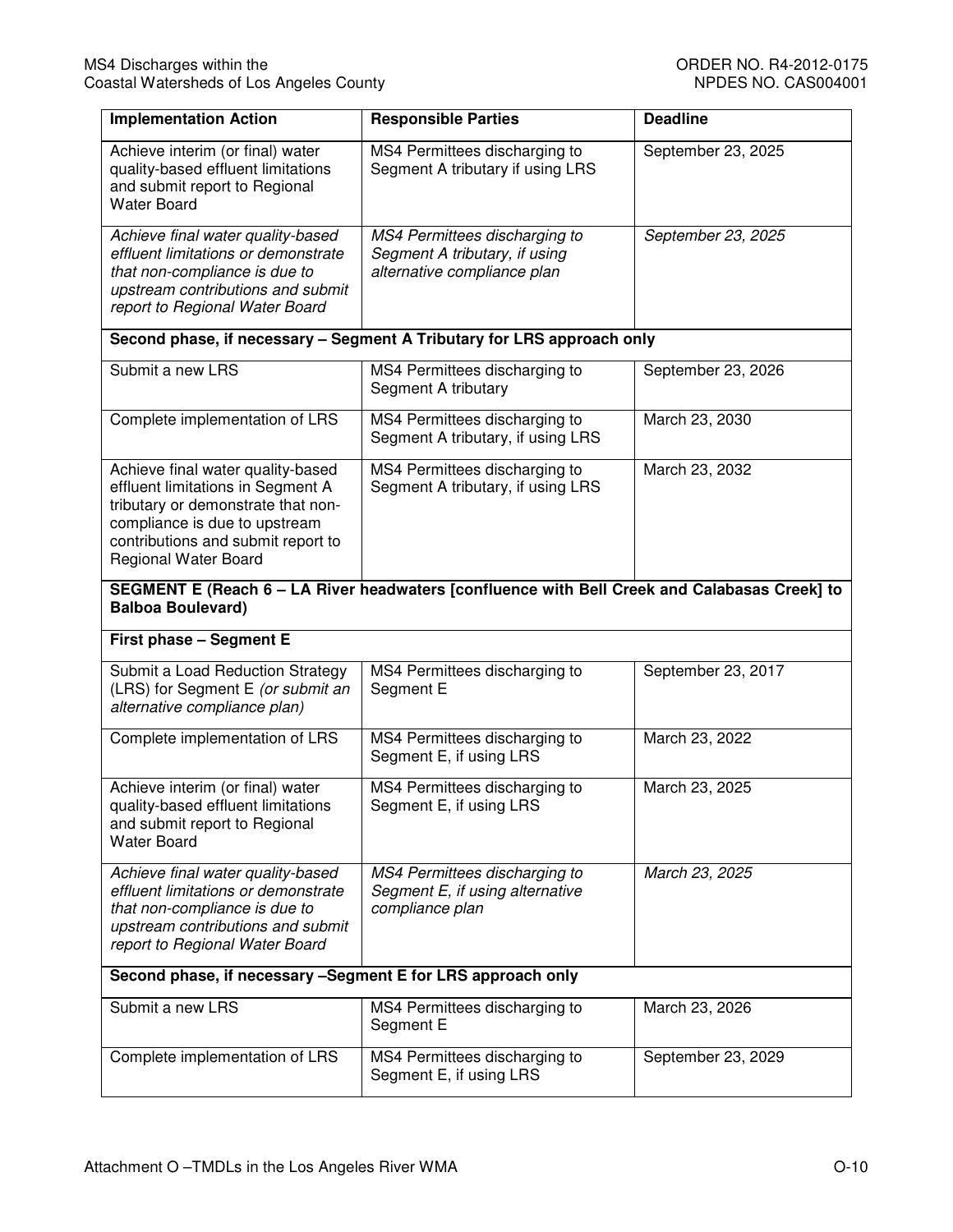| Implementation Action | Responsible Parties | Deadline |
|---|---|---|
| Achieve interim (or final) water quality-based effluent limitations and submit report to Regional Water Board | MS4 Permittees discharging to Segment A tributary if using LRS | September 23, 2025 |
| *Achieve final water quality-based effluent limitations or demonstrate that non-compliance is due to upstream contributions and submit report to Regional Water Board* | *MS4 Permittees discharging to Segment A tributary, if using alternative compliance plan* | *September 23, 2025* |
| **Second phase, if necessary – Segment A Tributary for LRS approach only** | | |
| Submit a new LRS | MS4 Permittees discharging to Segment A tributary | September 23, 2026 |
| Complete implementation of LRS | MS4 Permittees discharging to Segment A tributary, if using LRS | March 23, 2030 |
| Achieve final water quality-based effluent limitations in Segment A tributary or demonstrate that non-compliance is due to upstream contributions and submit report to Regional Water Board | MS4 Permittees discharging to Segment A tributary, if using LRS | March 23, 2032 |
| **SEGMENT E (Reach 6 – LA River headwaters [confluence with Bell Creek and Calabasas Creek] to Balboa Boulevard)** | | |
| **First phase – Segment E** | | |
| Submit a Load Reduction Strategy (LRS) for Segment E *(or submit an alternative compliance plan)* | MS4 Permittees discharging to Segment E | September 23, 2017 |
| Complete implementation of LRS | MS4 Permittees discharging to Segment E, if using LRS | March 23, 2022 |
| Achieve interim (or final) water quality-based effluent limitations and submit report to Regional Water Board | MS4 Permittees discharging to Segment E, if using LRS | March 23, 2025 |
| *Achieve final water quality-based effluent limitations or demonstrate that non-compliance is due to upstream contributions and submit report to Regional Water Board* | *MS4 Permittees discharging to Segment E, if using alternative compliance plan* | *March 23, 2025* |
| **Second phase, if necessary –Segment E for LRS approach only** | | |
| Submit a new LRS | MS4 Permittees discharging to Segment E | March 23, 2026 |
| Complete implementation of LRS | MS4 Permittees discharging to Segment E, if using LRS | September 23, 2029 |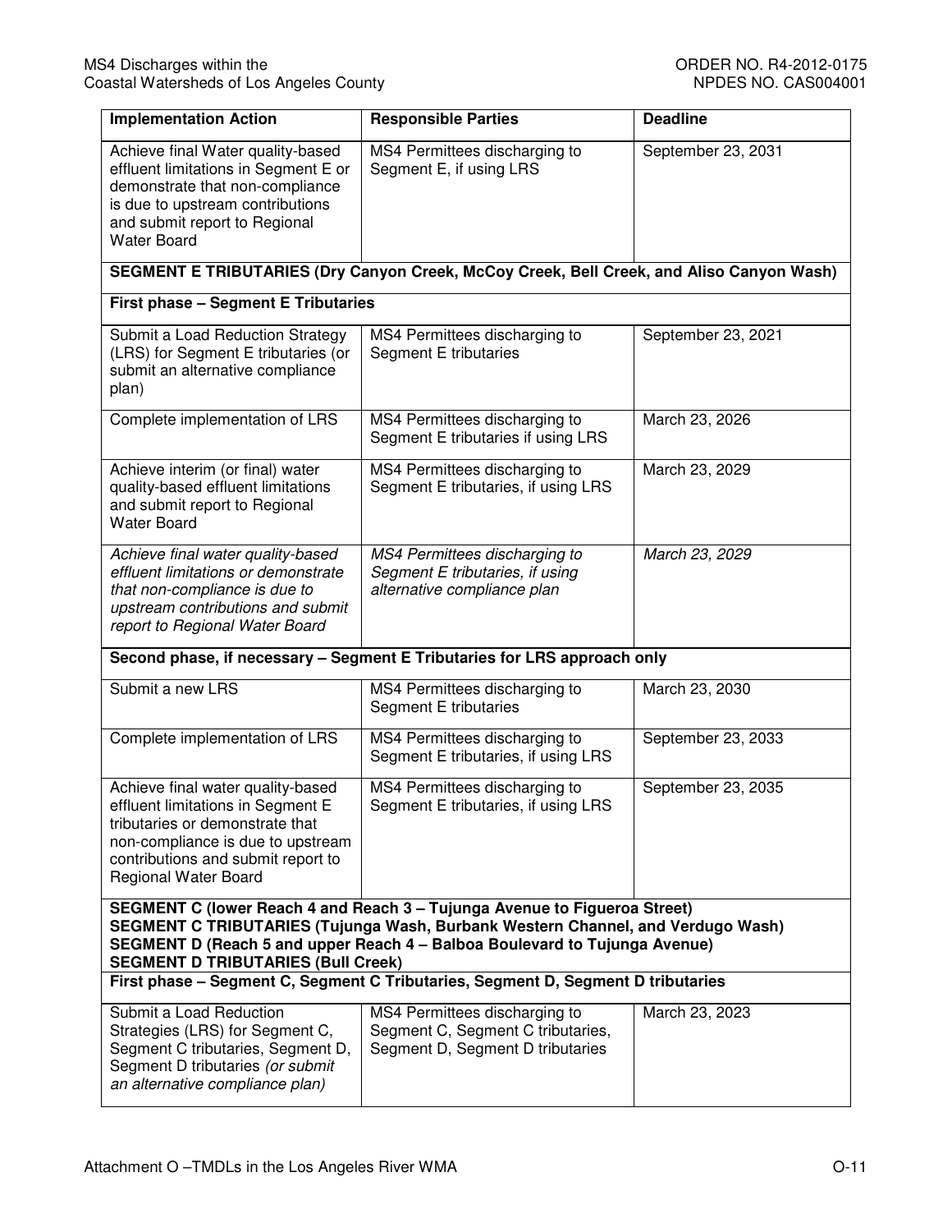| Implementation Action | Responsible Parties | Deadline |
|---|---|---|
| Achieve final Water quality-based effluent limitations in Segment E or demonstrate that non-compliance is due to upstream contributions and submit report to Regional Water Board | MS4 Permittees discharging to Segment E, if using LRS | September 23, 2031 |
| **SEGMENT E TRIBUTARIES (Dry Canyon Creek, McCoy Creek, Bell Creek, and Aliso Canyon Wash)** | | |
| **First phase – Segment E Tributaries** | | |
| Submit a Load Reduction Strategy (LRS) for Segment E tributaries (or submit an alternative compliance plan) | MS4 Permittees discharging to Segment E tributaries | September 23, 2021 |
| Complete implementation of LRS | MS4 Permittees discharging to Segment E tributaries if using LRS | March 23, 2026 |
| Achieve interim (or final) water quality-based effluent limitations and submit report to Regional Water Board | MS4 Permittees discharging to Segment E tributaries, if using LRS | March 23, 2029 |
| *Achieve final water quality-based effluent limitations or demonstrate that non-compliance is due to upstream contributions and submit report to Regional Water Board* | *MS4 Permittees discharging to Segment E tributaries, if using alternative compliance plan* | *March 23, 2029* |
| **Second phase, if necessary – Segment E Tributaries for LRS approach only** | | |
| Submit a new LRS | MS4 Permittees discharging to Segment E tributaries | March 23, 2030 |
| Complete implementation of LRS | MS4 Permittees discharging to Segment E tributaries, if using LRS | September 23, 2033 |
| Achieve final water quality-based effluent limitations in Segment E tributaries or demonstrate that non-compliance is due to upstream contributions and submit report to Regional Water Board | MS4 Permittees discharging to Segment E tributaries, if using LRS | September 23, 2035 |
| **SEGMENT C (lower Reach 4 and Reach 3 – Tujunga Avenue to Figueroa Street) SEGMENT C TRIBUTARIES (Tujunga Wash, Burbank Western Channel, and Verdugo Wash) SEGMENT D (Reach 5 and upper Reach 4 – Balboa Boulevard to Tujunga Avenue) SEGMENT D TRIBUTARIES (Bull Creek)** | | |
| **First phase – Segment C, Segment C Tributaries, Segment D, Segment D tributaries** | | |
| Submit a Load Reduction Strategies (LRS) for Segment C, Segment C tributaries, Segment D, Segment D tributaries *(or submit an alternative compliance plan)* | MS4 Permittees discharging to Segment C, Segment C tributaries, Segment D, Segment D tributaries | March 23, 2023 |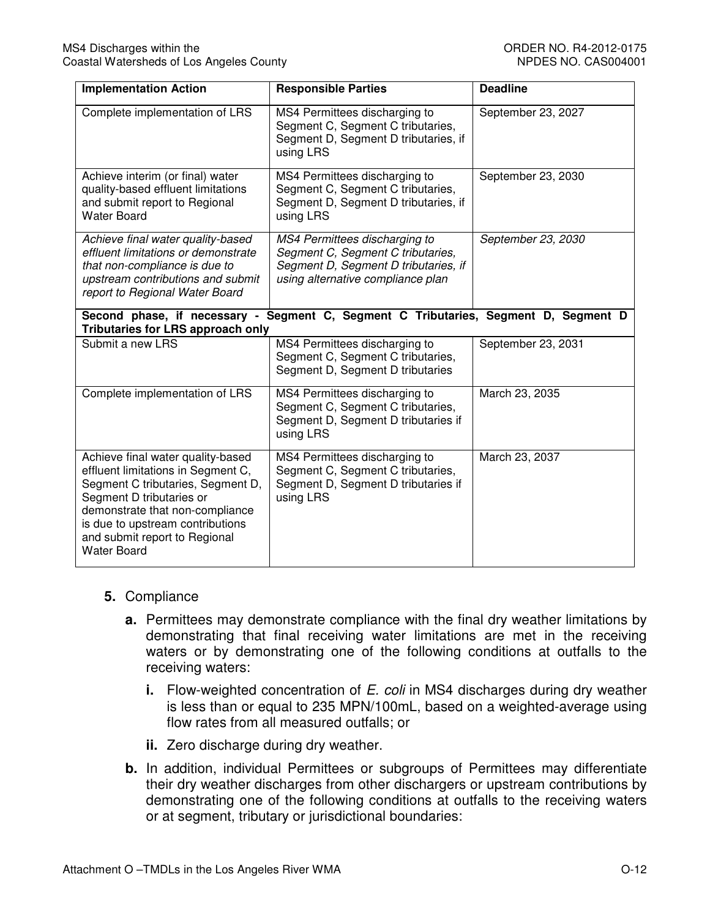| Implementation Action | Responsible Parties | Deadline |
|---|---|---|
| Complete implementation of LRS | MS4 Permittees discharging to Segment C, Segment C tributaries, Segment D, Segment D tributaries, if using LRS | September 23, 2027 |
| Achieve interim (or final) water quality-based effluent limitations and submit report to Regional Water Board | MS4 Permittees discharging to Segment C, Segment C tributaries, Segment D, Segment D tributaries, if using LRS | September 23, 2030 |
| *Achieve final water quality-based effluent limitations or demonstrate that non-compliance is due to upstream contributions and submit report to Regional Water Board* | *MS4 Permittees discharging to Segment C, Segment C tributaries, Segment D, Segment D tributaries, if using alternative compliance plan* | *September 23, 2030* |
| **Second phase, if necessary - Segment C, Segment C Tributaries, Segment D, Segment D Tributaries for LRS approach only** | | |
| Submit a new LRS | MS4 Permittees discharging to Segment C, Segment C tributaries, Segment D, Segment D tributaries | September 23, 2031 |
| Complete implementation of LRS | MS4 Permittees discharging to Segment C, Segment C tributaries, Segment D, Segment D tributaries if using LRS | March 23, 2035 |
| Achieve final water quality-based effluent limitations in Segment C, Segment C tributaries, Segment D, Segment D tributaries or demonstrate that non-compliance is due to upstream contributions and submit report to Regional Water Board | MS4 Permittees discharging to Segment C, Segment C tributaries, Segment D, Segment D tributaries if using LRS | March 23, 2037 |

**5.** Compliance

**a.** Permittees may demonstrate compliance with the final dry weather limitations by demonstrating that final receiving water limitations are met in the receiving waters or by demonstrating one of the following conditions at outfalls to the receiving waters:

**i.** Flow-weighted concentration of *E. coli* in MS4 discharges during dry weather is less than or equal to 235 MPN/100mL, based on a weighted-average using flow rates from all measured outfalls; or

**ii.** Zero discharge during dry weather.

**b.** In addition, individual Permittees or subgroups of Permittees may differentiate their dry weather discharges from other dischargers or upstream contributions by demonstrating one of the following conditions at outfalls to the receiving waters or at segment, tributary or jurisdictional boundaries: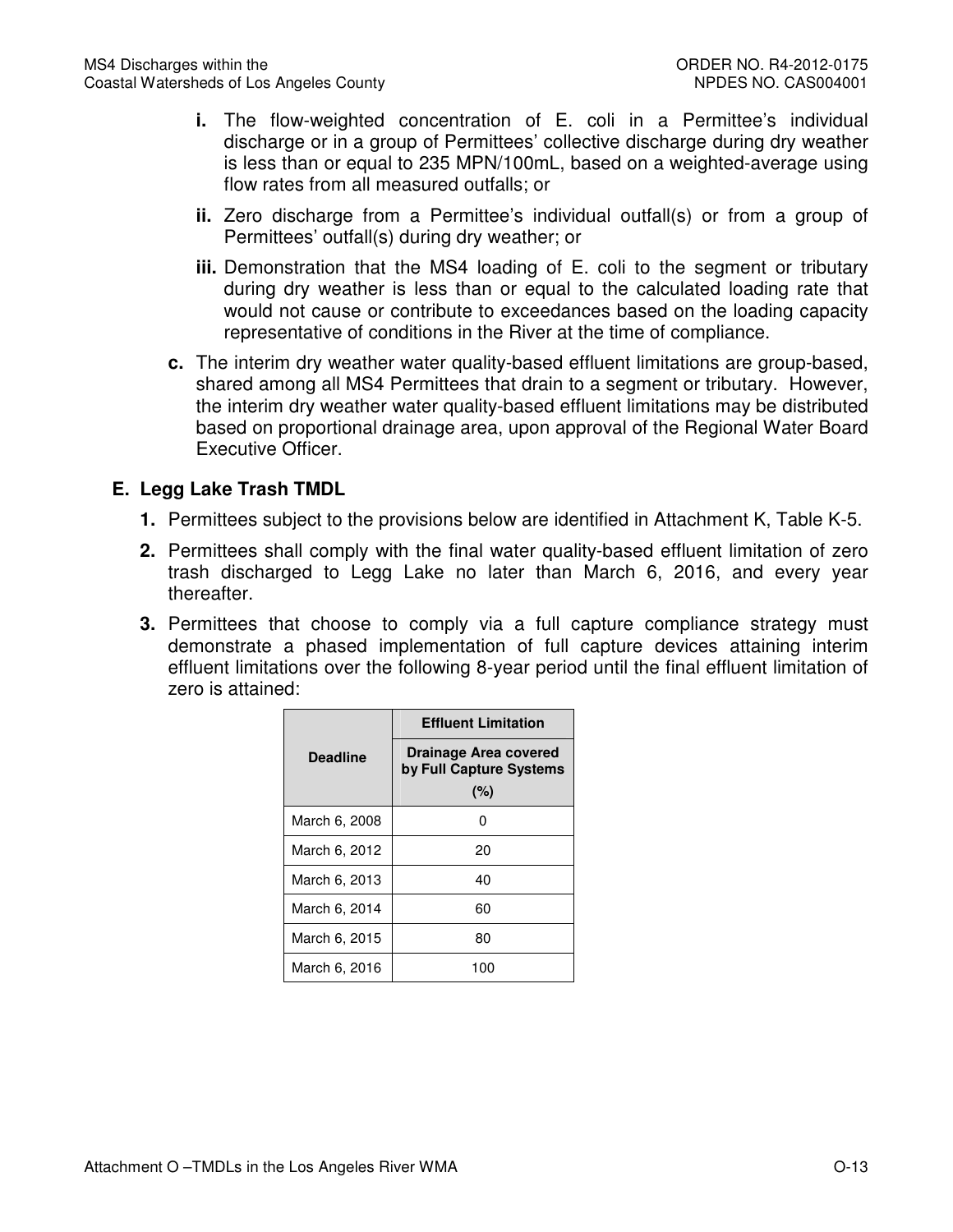i. The flow-weighted concentration of E. coli in a Permittee's individual discharge or in a group of Permittees' collective discharge during dry weather is less than or equal to 235 MPN/100mL, based on a weighted-average using flow rates from all measured outfalls; or

ii. Zero discharge from a Permittee's individual outfall(s) or from a group of Permittees' outfall(s) during dry weather; or

iii. Demonstration that the MS4 loading of E. coli to the segment or tributary during dry weather is less than or equal to the calculated loading rate that would not cause or contribute to exceedances based on the loading capacity representative of conditions in the River at the time of compliance.

c. The interim dry weather water quality-based effluent limitations are group-based, shared among all MS4 Permittees that drain to a segment or tributary. However, the interim dry weather water quality-based effluent limitations may be distributed based on proportional drainage area, upon approval of the Regional Water Board Executive Officer.

## E. Legg Lake Trash TMDL

1. Permittees subject to the provisions below are identified in Attachment K, Table K-5.

2. Permittees shall comply with the final water quality-based effluent limitation of zero trash discharged to Legg Lake no later than March 6, 2016, and every year thereafter.

3. Permittees that choose to comply via a full capture compliance strategy must demonstrate a phased implementation of full capture devices attaining interim effluent limitations over the following 8-year period until the final effluent limitation of zero is attained:

| Deadline | Effluent Limitation |
|---|---|
| | Drainage Area covered by Full Capture Systems (%) |
| March 6, 2008 | 0 |
| March 6, 2012 | 20 |
| March 6, 2013 | 40 |
| March 6, 2014 | 60 |
| March 6, 2015 | 80 |
| March 6, 2016 | 100 |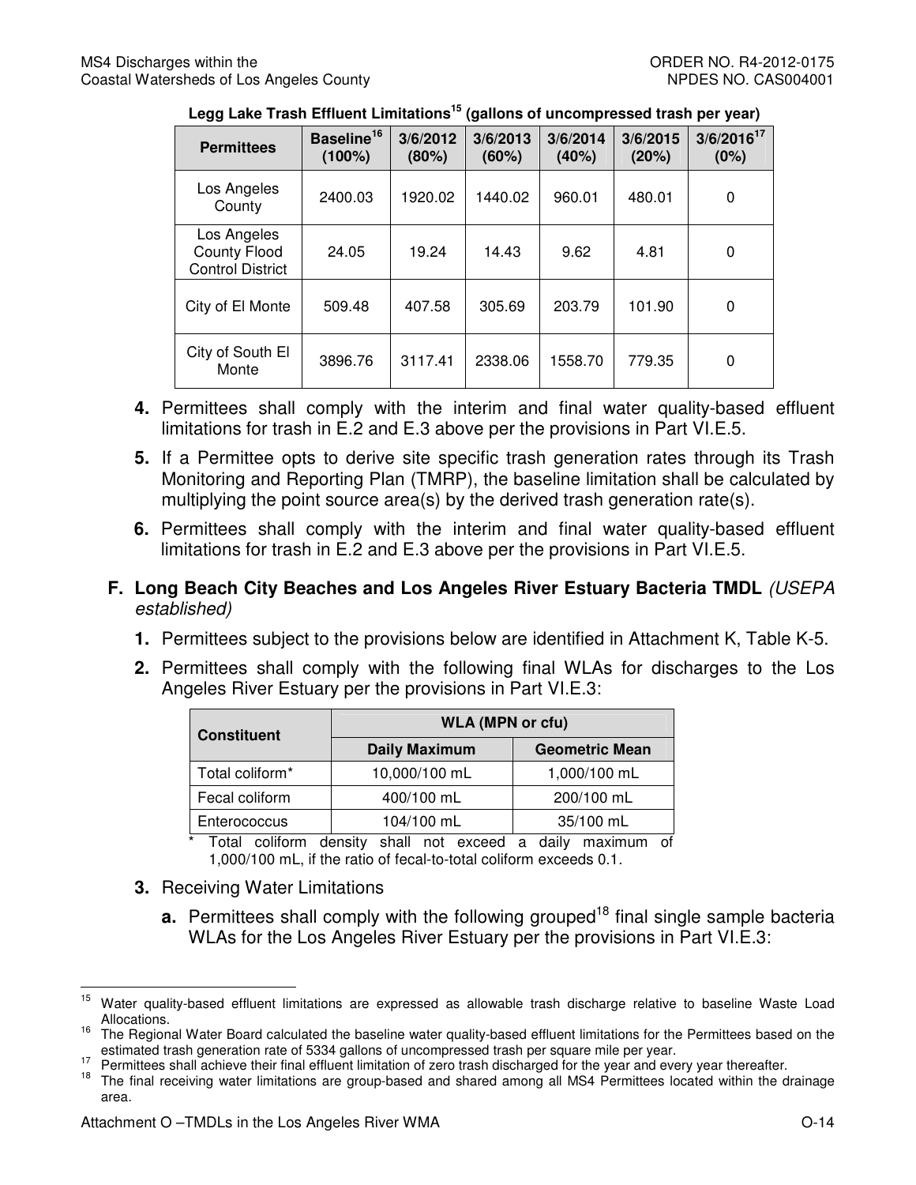**Legg Lake Trash Effluent Limitations[15] (gallons of uncompressed trash per year)**

| Permittees | Baseline[16] (100%) | 3/6/2012 (80%) | 3/6/2013 (60%) | 3/6/2014 (40%) | 3/6/2015 (20%) | 3/6/2016[17] (0%) |
|---|---|---|---|---|---|---|
| Los Angeles County | 2400.03 | 1920.02 | 1440.02 | 960.01 | 480.01 | 0 |
| Los Angeles County Flood Control District | 24.05 | 19.24 | 14.43 | 9.62 | 4.81 | 0 |
| City of El Monte | 509.48 | 407.58 | 305.69 | 203.79 | 101.90 | 0 |
| City of South El Monte | 3896.76 | 3117.41 | 2338.06 | 1558.70 | 779.35 | 0 |

4. Permittees shall comply with the interim and final water quality-based effluent limitations for trash in E.2 and E.3 above per the provisions in Part VI.E.5.
5. If a Permittee opts to derive site specific trash generation rates through its Trash Monitoring and Reporting Plan (TMRP), the baseline limitation shall be calculated by multiplying the point source area(s) by the derived trash generation rate(s).
6. Permittees shall comply with the interim and final water quality-based effluent limitations for trash in E.2 and E.3 above per the provisions in Part VI.E.5.

## F. Long Beach City Beaches and Los Angeles River Estuary Bacteria TMDL *(USEPA established)*

1. Permittees subject to the provisions below are identified in Attachment K, Table K-5.
2. Permittees shall comply with the following final WLAs for discharges to the Los Angeles River Estuary per the provisions in Part VI.E.3:

| Constituent | WLA (MPN or cfu) | |
|---|---|---|
| | Daily Maximum | Geometric Mean |
| Total coliform* | 10,000/100 mL | 1,000/100 mL |
| Fecal coliform | 400/100 mL | 200/100 mL |
| Enterococcus | 104/100 mL | 35/100 mL |

\* Total coliform density shall not exceed a daily maximum of 1,000/100 mL, if the ratio of fecal-to-total coliform exceeds 0.1.

3. Receiving Water Limitations
   a. Permittees shall comply with the following grouped[18] final single sample bacteria WLAs for the Los Angeles River Estuary per the provisions in Part VI.E.3:

---

[15] Water quality-based effluent limitations are expressed as allowable trash discharge relative to baseline Waste Load Allocations.

[16] The Regional Water Board calculated the baseline water quality-based effluent limitations for the Permittees based on the estimated trash generation rate of 5334 gallons of uncompressed trash per square mile per year.

[17] Permittees shall achieve their final effluent limitation of zero trash discharged for the year and every year thereafter.

[18] The final receiving water limitations are group-based and shared among all MS4 Permittees located within the drainage area.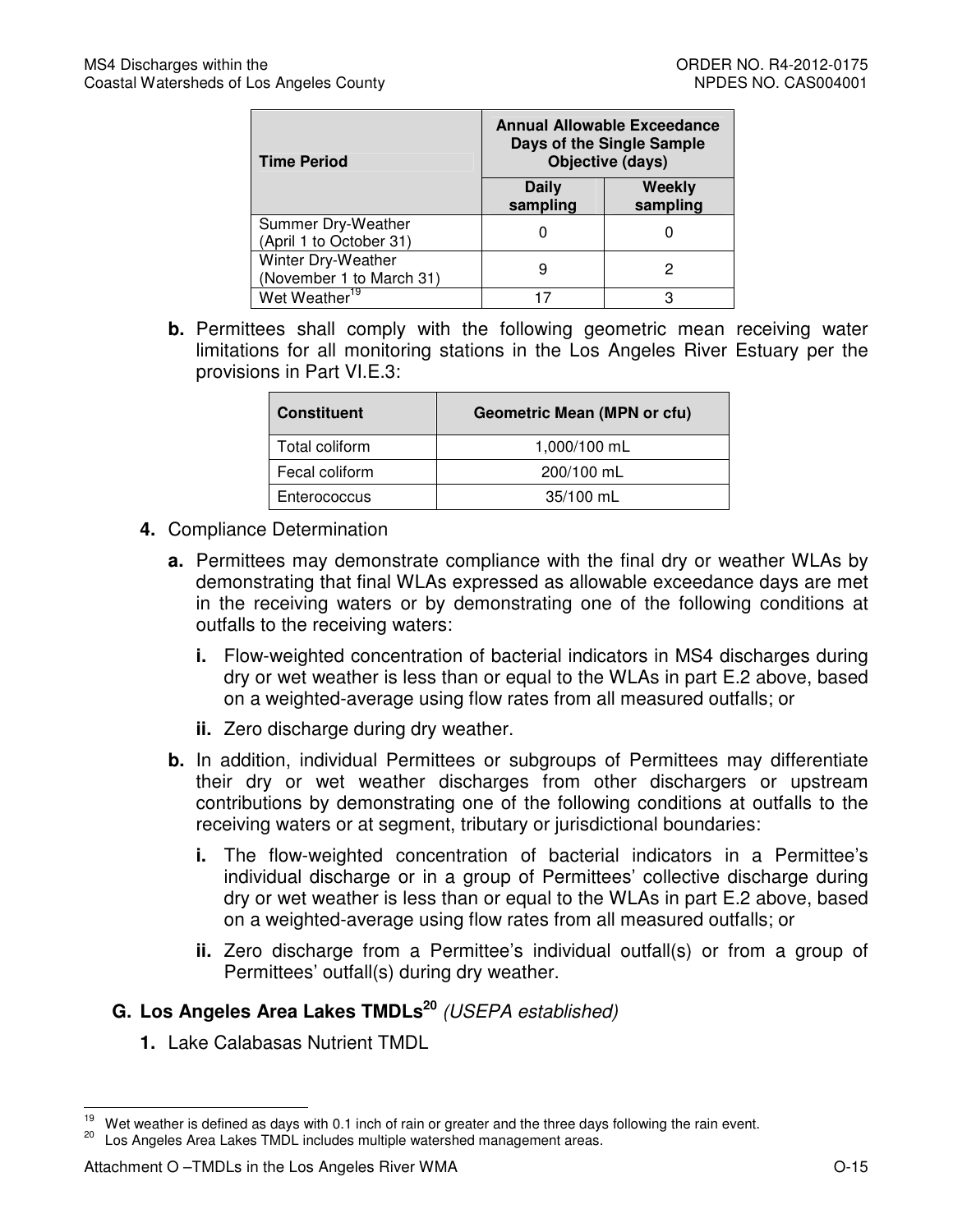| Time Period | Annual Allowable Exceedance Days of the Single Sample Objective (days) | |
|---|---|---|
| | Daily sampling | Weekly sampling |
| Summer Dry-Weather (April 1 to October 31) | 0 | 0 |
| Winter Dry-Weather (November 1 to March 31) | 9 | 2 |
| Wet Weather[19] | 17 | 3 |

**b.** Permittees shall comply with the following geometric mean receiving water limitations for all monitoring stations in the Los Angeles River Estuary per the provisions in Part VI.E.3:

| Constituent | Geometric Mean (MPN or cfu) |
|---|---|
| Total coliform | 1,000/100 mL |
| Fecal coliform | 200/100 mL |
| Enterococcus | 35/100 mL |

**4.** Compliance Determination

**a.** Permittees may demonstrate compliance with the final dry or weather WLAs by demonstrating that final WLAs expressed as allowable exceedance days are met in the receiving waters or by demonstrating one of the following conditions at outfalls to the receiving waters:

**i.** Flow-weighted concentration of bacterial indicators in MS4 discharges during dry or wet weather is less than or equal to the WLAs in part E.2 above, based on a weighted-average using flow rates from all measured outfalls; or

**ii.** Zero discharge during dry weather.

**b.** In addition, individual Permittees or subgroups of Permittees may differentiate their dry or wet weather discharges from other dischargers or upstream contributions by demonstrating one of the following conditions at outfalls to the receiving waters or at segment, tributary or jurisdictional boundaries:

**i.** The flow-weighted concentration of bacterial indicators in a Permittee's individual discharge or in a group of Permittees' collective discharge during dry or wet weather is less than or equal to the WLAs in part E.2 above, based on a weighted-average using flow rates from all measured outfalls; or

**ii.** Zero discharge from a Permittee's individual outfall(s) or from a group of Permittees' outfall(s) during dry weather.

## G. Los Angeles Area Lakes TMDLs[20] *(USEPA established)*

**1.** Lake Calabasas Nutrient TMDL

---

[19] Wet weather is defined as days with 0.1 inch of rain or greater and the three days following the rain event.

[20] Los Angeles Area Lakes TMDL includes multiple watershed management areas.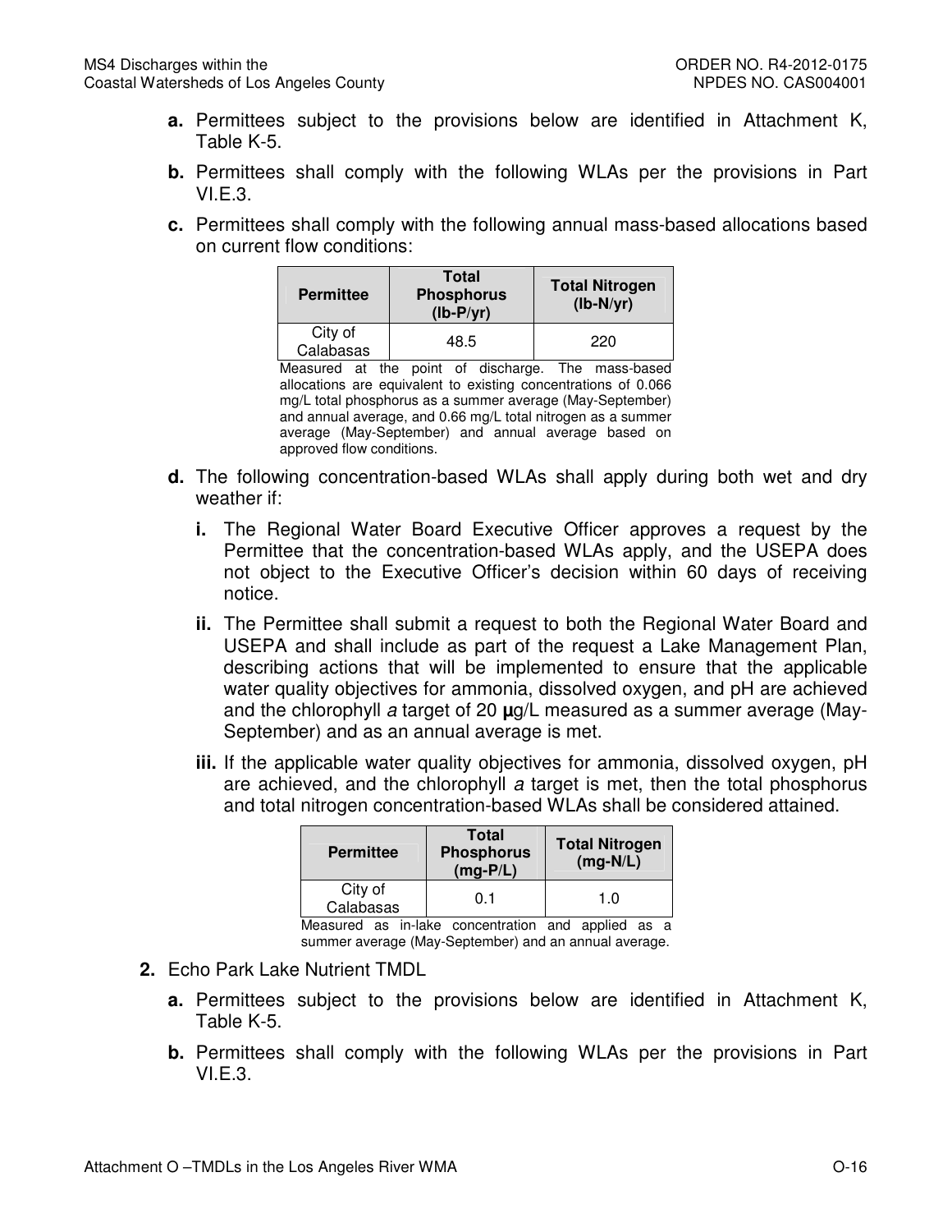**a.** Permittees subject to the provisions below are identified in Attachment K, Table K-5.

**b.** Permittees shall comply with the following WLAs per the provisions in Part VI.E.3.

**c.** Permittees shall comply with the following annual mass-based allocations based on current flow conditions:

| Permittee | Total Phosphorus (lb-P/yr) | Total Nitrogen (lb-N/yr) |
|---|---|---|
| City of Calabasas | 48.5 | 220 |

Measured at the point of discharge. The mass-based allocations are equivalent to existing concentrations of 0.066 mg/L total phosphorus as a summer average (May-September) and annual average, and 0.66 mg/L total nitrogen as a summer average (May-September) and annual average based on approved flow conditions.

**d.** The following concentration-based WLAs shall apply during both wet and dry weather if:

**i.** The Regional Water Board Executive Officer approves a request by the Permittee that the concentration-based WLAs apply, and the USEPA does not object to the Executive Officer's decision within 60 days of receiving notice.

**ii.** The Permittee shall submit a request to both the Regional Water Board and USEPA and shall include as part of the request a Lake Management Plan, describing actions that will be implemented to ensure that the applicable water quality objectives for ammonia, dissolved oxygen, and pH are achieved and the chlorophyll *a* target of 20 µg/L measured as a summer average (May-September) and as an annual average is met.

**iii.** If the applicable water quality objectives for ammonia, dissolved oxygen, pH are achieved, and the chlorophyll *a* target is met, then the total phosphorus and total nitrogen concentration-based WLAs shall be considered attained.

| Permittee | Total Phosphorus (mg-P/L) | Total Nitrogen (mg-N/L) |
|---|---|---|
| City of Calabasas | 0.1 | 1.0 |

Measured as in-lake concentration and applied as a summer average (May-September) and an annual average.

**2.** Echo Park Lake Nutrient TMDL

**a.** Permittees subject to the provisions below are identified in Attachment K, Table K-5.

**b.** Permittees shall comply with the following WLAs per the provisions in Part VI.E.3.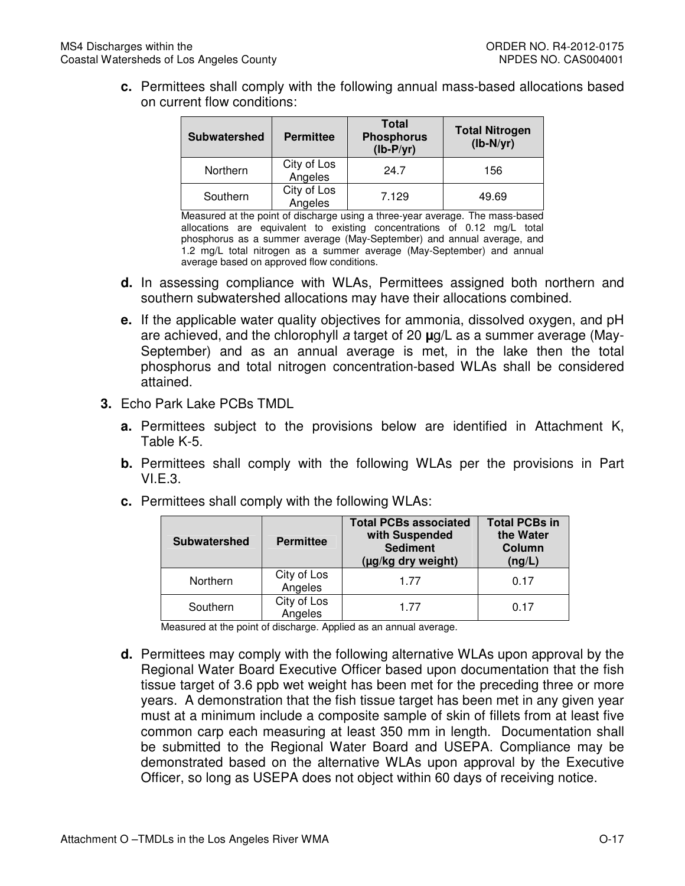c. Permittees shall comply with the following annual mass-based allocations based on current flow conditions:

| Subwatershed | Permittee | Total Phosphorus (lb-P/yr) | Total Nitrogen (lb-N/yr) |
|---|---|---|---|
| Northern | City of Los Angeles | 24.7 | 156 |
| Southern | City of Los Angeles | 7.129 | 49.69 |

Measured at the point of discharge using a three-year average. The mass-based allocations are equivalent to existing concentrations of 0.12 mg/L total phosphorus as a summer average (May-September) and annual average, and 1.2 mg/L total nitrogen as a summer average (May-September) and annual average based on approved flow conditions.

d. In assessing compliance with WLAs, Permittees assigned both northern and southern subwatershed allocations may have their allocations combined.

e. If the applicable water quality objectives for ammonia, dissolved oxygen, and pH are achieved, and the chlorophyll *a* target of 20 **µ**g/L as a summer average (May-September) and as an annual average is met, in the lake then the total phosphorus and total nitrogen concentration-based WLAs shall be considered attained.

3. Echo Park Lake PCBs TMDL

   a. Permittees subject to the provisions below are identified in Attachment K, Table K-5.

   b. Permittees shall comply with the following WLAs per the provisions in Part VI.E.3.

   c. Permittees shall comply with the following WLAs:

| Subwatershed | Permittee | Total PCBs associated with Suspended Sediment (µg/kg dry weight) | Total PCBs in the Water Column (ng/L) |
|---|---|---|---|
| Northern | City of Los Angeles | 1.77 | 0.17 |
| Southern | City of Los Angeles | 1.77 | 0.17 |

Measured at the point of discharge. Applied as an annual average.

   d. Permittees may comply with the following alternative WLAs upon approval by the Regional Water Board Executive Officer based upon documentation that the fish tissue target of 3.6 ppb wet weight has been met for the preceding three or more years. A demonstration that the fish tissue target has been met in any given year must at a minimum include a composite sample of skin of fillets from at least five common carp each measuring at least 350 mm in length. Documentation shall be submitted to the Regional Water Board and USEPA. Compliance may be demonstrated based on the alternative WLAs upon approval by the Executive Officer, so long as USEPA does not object within 60 days of receiving notice.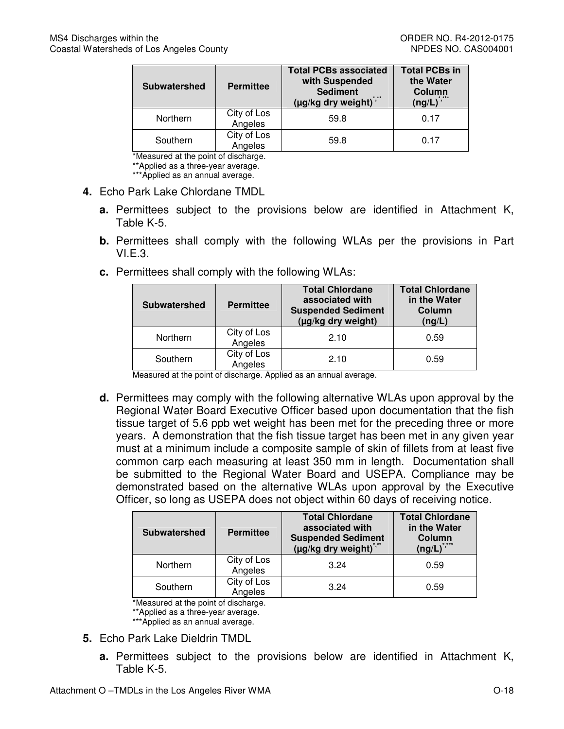| Subwatershed | Permittee | Total PCBs associated with Suspended Sediment (µg/kg dry weight)*,** | Total PCBs in the Water Column (ng/L)*,*** |
|---|---|---|---|
| Northern | City of Los Angeles | 59.8 | 0.17 |
| Southern | City of Los Angeles | 59.8 | 0.17 |

*Measured at the point of discharge.
**Applied as a three-year average.
***Applied as an annual average.

4. Echo Park Lake Chlordane TMDL

   a. Permittees subject to the provisions below are identified in Attachment K, Table K-5.

   b. Permittees shall comply with the following WLAs per the provisions in Part VI.E.3.

   c. Permittees shall comply with the following WLAs:

| Subwatershed | Permittee | Total Chlordane associated with Suspended Sediment (µg/kg dry weight) | Total Chlordane in the Water Column (ng/L) |
|---|---|---|---|
| Northern | City of Los Angeles | 2.10 | 0.59 |
| Southern | City of Los Angeles | 2.10 | 0.59 |

Measured at the point of discharge. Applied as an annual average.

   d. Permittees may comply with the following alternative WLAs upon approval by the Regional Water Board Executive Officer based upon documentation that the fish tissue target of 5.6 ppb wet weight has been met for the preceding three or more years. A demonstration that the fish tissue target has been met in any given year must at a minimum include a composite sample of skin of fillets from at least five common carp each measuring at least 350 mm in length. Documentation shall be submitted to the Regional Water Board and USEPA. Compliance may be demonstrated based on the alternative WLAs upon approval by the Executive Officer, so long as USEPA does not object within 60 days of receiving notice.

| Subwatershed | Permittee | Total Chlordane associated with Suspended Sediment (µg/kg dry weight)*,** | Total Chlordane in the Water Column (ng/L)*,*** |
|---|---|---|---|
| Northern | City of Los Angeles | 3.24 | 0.59 |
| Southern | City of Los Angeles | 3.24 | 0.59 |

*Measured at the point of discharge.
**Applied as a three-year average.
***Applied as an annual average.

5. Echo Park Lake Dieldrin TMDL

   a. Permittees subject to the provisions below are identified in Attachment K, Table K-5.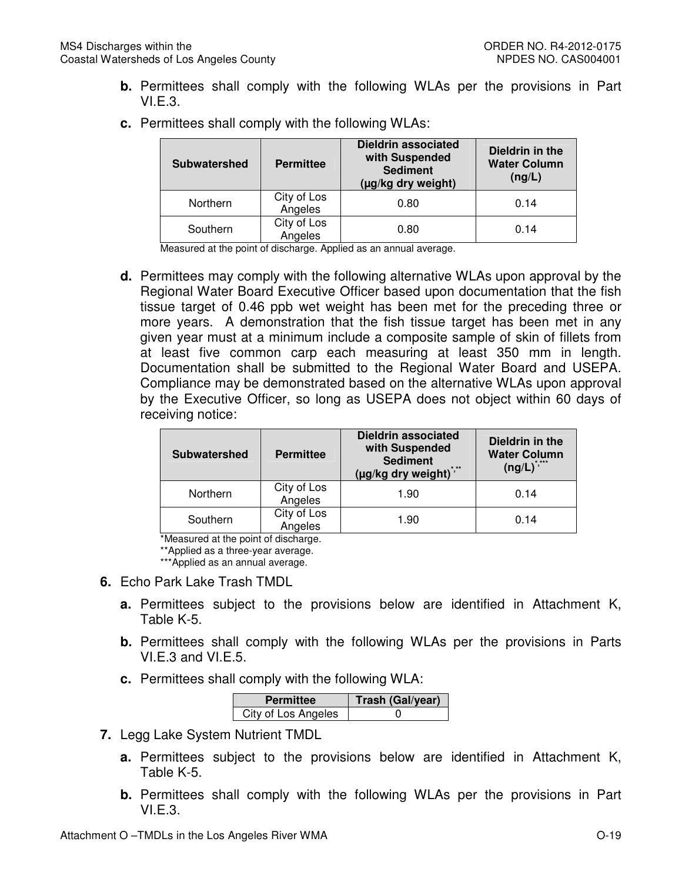**b.** Permittees shall comply with the following WLAs per the provisions in Part VI.E.3.

**c.** Permittees shall comply with the following WLAs:

| Subwatershed | Permittee | Dieldrin associated with Suspended Sediment (μg/kg dry weight) | Dieldrin in the Water Column (ng/L) |
|---|---|---|---|
| Northern | City of Los Angeles | 0.80 | 0.14 |
| Southern | City of Los Angeles | 0.80 | 0.14 |

Measured at the point of discharge. Applied as an annual average.

**d.** Permittees may comply with the following alternative WLAs upon approval by the Regional Water Board Executive Officer based upon documentation that the fish tissue target of 0.46 ppb wet weight has been met for the preceding three or more years. A demonstration that the fish tissue target has been met in any given year must at a minimum include a composite sample of skin of fillets from at least five common carp each measuring at least 350 mm in length. Documentation shall be submitted to the Regional Water Board and USEPA. Compliance may be demonstrated based on the alternative WLAs upon approval by the Executive Officer, so long as USEPA does not object within 60 days of receiving notice:

| Subwatershed | Permittee | Dieldrin associated with Suspended Sediment (μg/kg dry weight)*,** | Dieldrin in the Water Column (ng/L)*,*** |
|---|---|---|---|
| Northern | City of Los Angeles | 1.90 | 0.14 |
| Southern | City of Los Angeles | 1.90 | 0.14 |

*Measured at the point of discharge.
**Applied as a three-year average.
***Applied as an annual average.

**6.** Echo Park Lake Trash TMDL

**a.** Permittees subject to the provisions below are identified in Attachment K, Table K-5.

**b.** Permittees shall comply with the following WLAs per the provisions in Parts VI.E.3 and VI.E.5.

**c.** Permittees shall comply with the following WLA:

| Permittee | Trash (Gal/year) |
|---|---|
| City of Los Angeles | 0 |

**7.** Legg Lake System Nutrient TMDL

**a.** Permittees subject to the provisions below are identified in Attachment K, Table K-5.

**b.** Permittees shall comply with the following WLAs per the provisions in Part VI.E.3.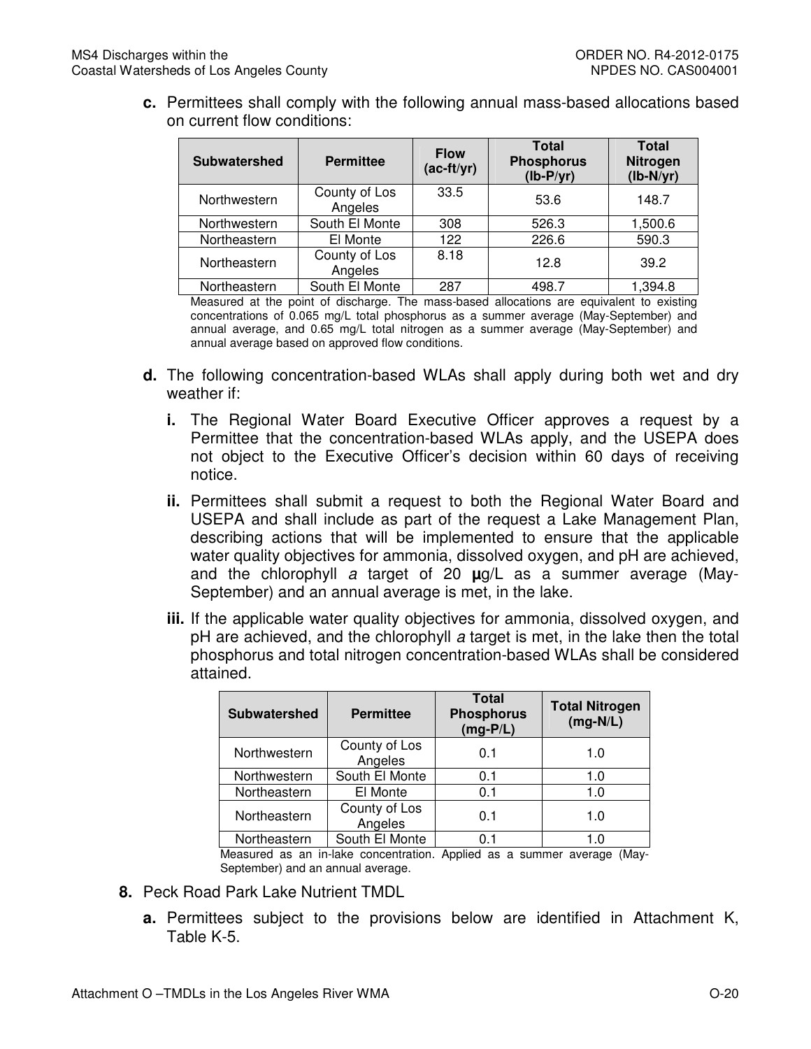**c.** Permittees shall comply with the following annual mass-based allocations based on current flow conditions:

| Subwatershed | Permittee | Flow (ac-ft/yr) | Total Phosphorus (lb-P/yr) | Total Nitrogen (lb-N/yr) |
|---|---|---|---|---|
| Northwestern | County of Los Angeles | 33.5 | 53.6 | 148.7 |
| Northwestern | South El Monte | 308 | 526.3 | 1,500.6 |
| Northeastern | El Monte | 122 | 226.6 | 590.3 |
| Northeastern | County of Los Angeles | 8.18 | 12.8 | 39.2 |
| Northeastern | South El Monte | 287 | 498.7 | 1,394.8 |

Measured at the point of discharge. The mass-based allocations are equivalent to existing concentrations of 0.065 mg/L total phosphorus as a summer average (May-September) and annual average, and 0.65 mg/L total nitrogen as a summer average (May-September) and annual average based on approved flow conditions.

**d.** The following concentration-based WLAs shall apply during both wet and dry weather if:

**i.** The Regional Water Board Executive Officer approves a request by a Permittee that the concentration-based WLAs apply, and the USEPA does not object to the Executive Officer's decision within 60 days of receiving notice.

**ii.** Permittees shall submit a request to both the Regional Water Board and USEPA and shall include as part of the request a Lake Management Plan, describing actions that will be implemented to ensure that the applicable water quality objectives for ammonia, dissolved oxygen, and pH are achieved, and the chlorophyll *a* target of 20 **µ**g/L as a summer average (May-September) and an annual average is met, in the lake.

**iii.** If the applicable water quality objectives for ammonia, dissolved oxygen, and pH are achieved, and the chlorophyll *a* target is met, in the lake then the total phosphorus and total nitrogen concentration-based WLAs shall be considered attained.

| Subwatershed | Permittee | Total Phosphorus (mg-P/L) | Total Nitrogen (mg-N/L) |
|---|---|---|---|
| Northwestern | County of Los Angeles | 0.1 | 1.0 |
| Northwestern | South El Monte | 0.1 | 1.0 |
| Northeastern | El Monte | 0.1 | 1.0 |
| Northeastern | County of Los Angeles | 0.1 | 1.0 |
| Northeastern | South El Monte | 0.1 | 1.0 |

Measured as an in-lake concentration. Applied as a summer average (May-September) and an annual average.

**8.** Peck Road Park Lake Nutrient TMDL

**a.** Permittees subject to the provisions below are identified in Attachment K, Table K-5.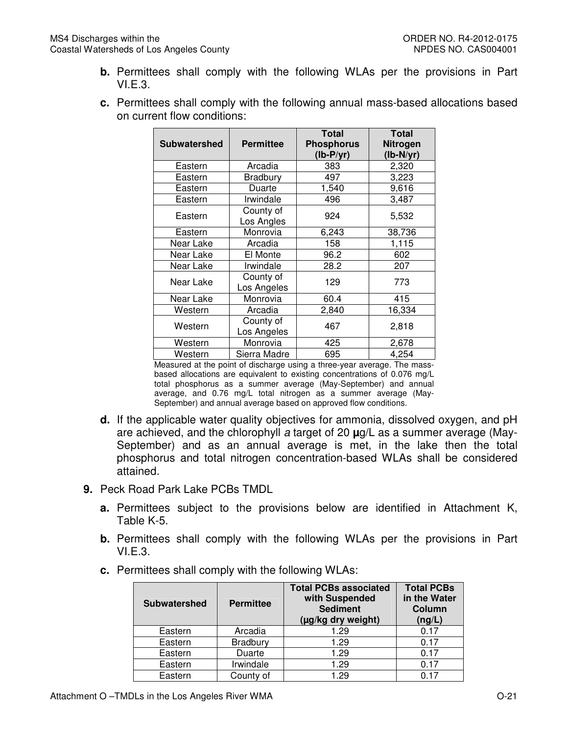**b.** Permittees shall comply with the following WLAs per the provisions in Part VI.E.3.

**c.** Permittees shall comply with the following annual mass-based allocations based on current flow conditions:

| Subwatershed | Permittee | Total Phosphorus (lb-P/yr) | Total Nitrogen (lb-N/yr) |
|---|---|---|---|
| Eastern | Arcadia | 383 | 2,320 |
| Eastern | Bradbury | 497 | 3,223 |
| Eastern | Duarte | 1,540 | 9,616 |
| Eastern | Irwindale | 496 | 3,487 |
| Eastern | County of Los Angles | 924 | 5,532 |
| Eastern | Monrovia | 6,243 | 38,736 |
| Near Lake | Arcadia | 158 | 1,115 |
| Near Lake | El Monte | 96.2 | 602 |
| Near Lake | Irwindale | 28.2 | 207 |
| Near Lake | County of Los Angeles | 129 | 773 |
| Near Lake | Monrovia | 60.4 | 415 |
| Western | Arcadia | 2,840 | 16,334 |
| Western | County of Los Angeles | 467 | 2,818 |
| Western | Monrovia | 425 | 2,678 |
| Western | Sierra Madre | 695 | 4,254 |

Measured at the point of discharge using a three-year average. The mass-based allocations are equivalent to existing concentrations of 0.076 mg/L total phosphorus as a summer average (May-September) and annual average, and 0.76 mg/L total nitrogen as a summer average (May-September) and annual average based on approved flow conditions.

**d.** If the applicable water quality objectives for ammonia, dissolved oxygen, and pH are achieved, and the chlorophyll *a* target of 20 **μ**g/L as a summer average (May-September) and as an annual average is met, in the lake then the total phosphorus and total nitrogen concentration-based WLAs shall be considered attained.

**9.** Peck Road Park Lake PCBs TMDL

**a.** Permittees subject to the provisions below are identified in Attachment K, Table K-5.

**b.** Permittees shall comply with the following WLAs per the provisions in Part VI.E.3.

**c.** Permittees shall comply with the following WLAs:

| Subwatershed | Permittee | Total PCBs associated with Suspended Sediment (μg/kg dry weight) | Total PCBs in the Water Column (ng/L) |
|---|---|---|---|
| Eastern | Arcadia | 1.29 | 0.17 |
| Eastern | Bradbury | 1.29 | 0.17 |
| Eastern | Duarte | 1.29 | 0.17 |
| Eastern | Irwindale | 1.29 | 0.17 |
| Eastern | County of | 1.29 | 0.17 |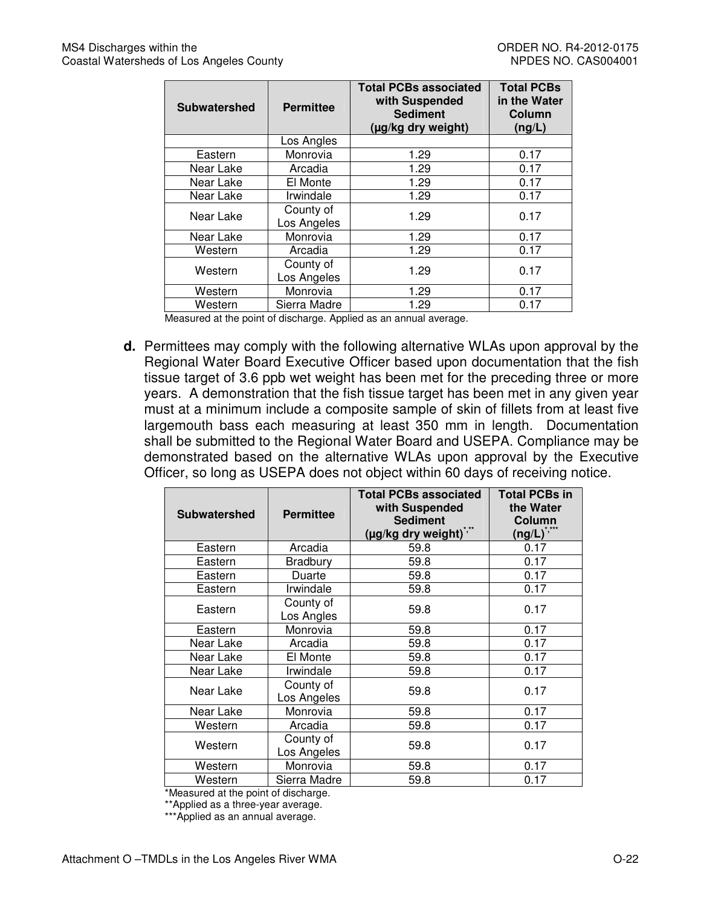| Subwatershed | Permittee | Total PCBs associated with Suspended Sediment (µg/kg dry weight) | Total PCBs in the Water Column (ng/L) |
|---|---|---|---|
| | Los Angles | | |
| Eastern | Monrovia | 1.29 | 0.17 |
| Near Lake | Arcadia | 1.29 | 0.17 |
| Near Lake | El Monte | 1.29 | 0.17 |
| Near Lake | Irwindale | 1.29 | 0.17 |
| Near Lake | County of Los Angeles | 1.29 | 0.17 |
| Near Lake | Monrovia | 1.29 | 0.17 |
| Western | Arcadia | 1.29 | 0.17 |
| Western | County of Los Angeles | 1.29 | 0.17 |
| Western | Monrovia | 1.29 | 0.17 |
| Western | Sierra Madre | 1.29 | 0.17 |

Measured at the point of discharge. Applied as an annual average.

**d.** Permittees may comply with the following alternative WLAs upon approval by the Regional Water Board Executive Officer based upon documentation that the fish tissue target of 3.6 ppb wet weight has been met for the preceding three or more years. A demonstration that the fish tissue target has been met in any given year must at a minimum include a composite sample of skin of fillets from at least five largemouth bass each measuring at least 350 mm in length. Documentation shall be submitted to the Regional Water Board and USEPA. Compliance may be demonstrated based on the alternative WLAs upon approval by the Executive Officer, so long as USEPA does not object within 60 days of receiving notice.

| Subwatershed | Permittee | Total PCBs associated with Suspended Sediment (µg/kg dry weight)*,** | Total PCBs in the Water Column (ng/L)*,*** |
|---|---|---|---|
| Eastern | Arcadia | 59.8 | 0.17 |
| Eastern | Bradbury | 59.8 | 0.17 |
| Eastern | Duarte | 59.8 | 0.17 |
| Eastern | Irwindale | 59.8 | 0.17 |
| Eastern | County of Los Angles | 59.8 | 0.17 |
| Eastern | Monrovia | 59.8 | 0.17 |
| Near Lake | Arcadia | 59.8 | 0.17 |
| Near Lake | El Monte | 59.8 | 0.17 |
| Near Lake | Irwindale | 59.8 | 0.17 |
| Near Lake | County of Los Angeles | 59.8 | 0.17 |
| Near Lake | Monrovia | 59.8 | 0.17 |
| Western | Arcadia | 59.8 | 0.17 |
| Western | County of Los Angeles | 59.8 | 0.17 |
| Western | Monrovia | 59.8 | 0.17 |
| Western | Sierra Madre | 59.8 | 0.17 |

*Measured at the point of discharge.

**Applied as a three-year average.

***Applied as an annual average.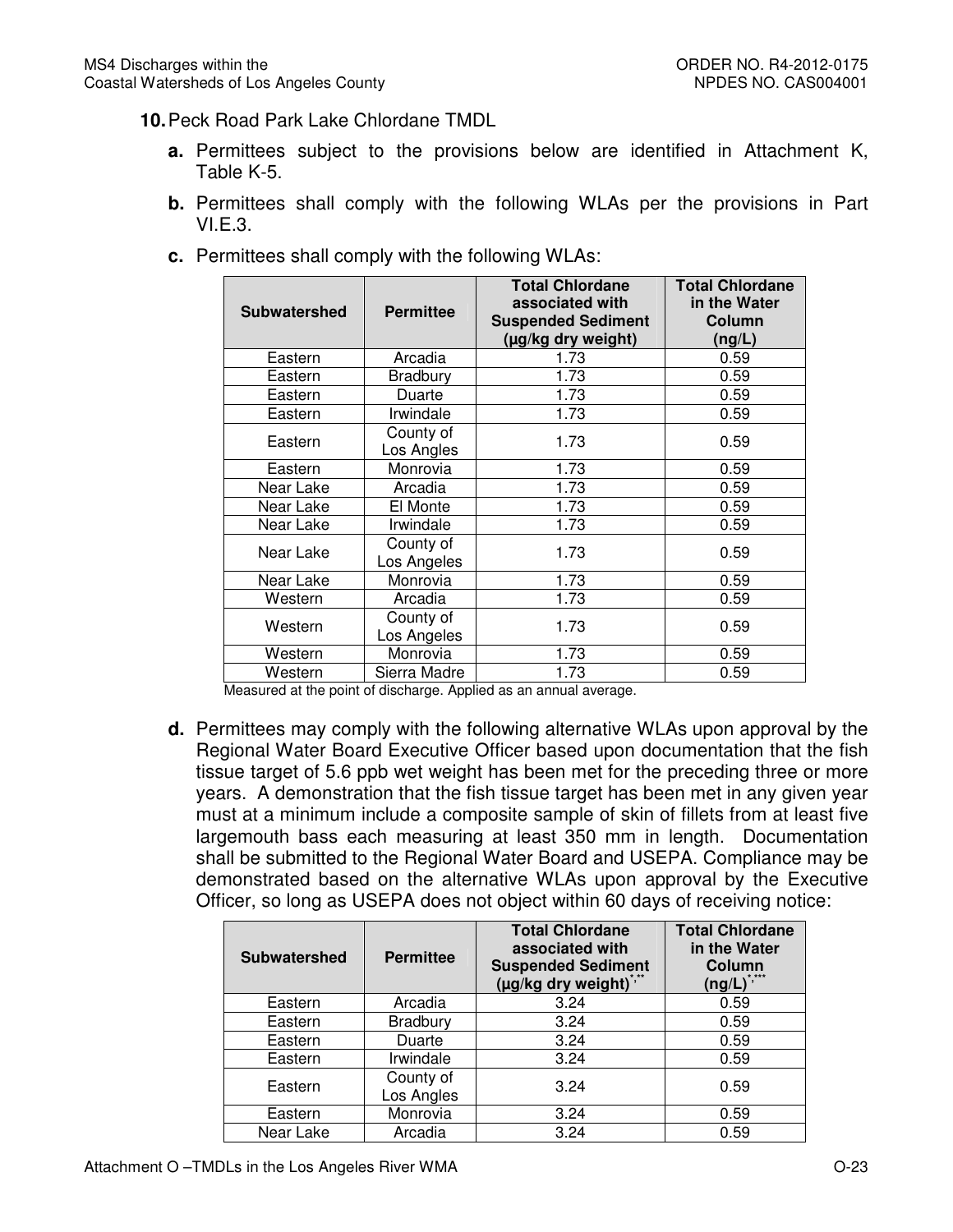**10.** Peck Road Park Lake Chlordane TMDL

**a.** Permittees subject to the provisions below are identified in Attachment K, Table K-5.

**b.** Permittees shall comply with the following WLAs per the provisions in Part VI.E.3.

**c.** Permittees shall comply with the following WLAs:

| Subwatershed | Permittee | Total Chlordane associated with Suspended Sediment (μg/kg dry weight) | Total Chlordane in the Water Column (ng/L) |
|---|---|---|---|
| Eastern | Arcadia | 1.73 | 0.59 |
| Eastern | Bradbury | 1.73 | 0.59 |
| Eastern | Duarte | 1.73 | 0.59 |
| Eastern | Irwindale | 1.73 | 0.59 |
| Eastern | County of Los Angles | 1.73 | 0.59 |
| Eastern | Monrovia | 1.73 | 0.59 |
| Near Lake | Arcadia | 1.73 | 0.59 |
| Near Lake | El Monte | 1.73 | 0.59 |
| Near Lake | Irwindale | 1.73 | 0.59 |
| Near Lake | County of Los Angles | 1.73 | 0.59 |
| Near Lake | Monrovia | 1.73 | 0.59 |
| Western | Arcadia | 1.73 | 0.59 |
| Western | County of Los Angles | 1.73 | 0.59 |
| Western | Monrovia | 1.73 | 0.59 |
| Western | Sierra Madre | 1.73 | 0.59 |

Measured at the point of discharge. Applied as an annual average.

**d.** Permittees may comply with the following alternative WLAs upon approval by the Regional Water Board Executive Officer based upon documentation that the fish tissue target of 5.6 ppb wet weight has been met for the preceding three or more years. A demonstration that the fish tissue target has been met in any given year must at a minimum include a composite sample of skin of fillets from at least five largemouth bass each measuring at least 350 mm in length. Documentation shall be submitted to the Regional Water Board and USEPA. Compliance may be demonstrated based on the alternative WLAs upon approval by the Executive Officer, so long as USEPA does not object within 60 days of receiving notice:

| Subwatershed | Permittee | Total Chlordane associated with Suspended Sediment (μg/kg dry weight)*,** | Total Chlordane in the Water Column (ng/L)*,*** |
|---|---|---|---|
| Eastern | Arcadia | 3.24 | 0.59 |
| Eastern | Bradbury | 3.24 | 0.59 |
| Eastern | Duarte | 3.24 | 0.59 |
| Eastern | Irwindale | 3.24 | 0.59 |
| Eastern | County of Los Angles | 3.24 | 0.59 |
| Eastern | Monrovia | 3.24 | 0.59 |
| Near Lake | Arcadia | 3.24 | 0.59 |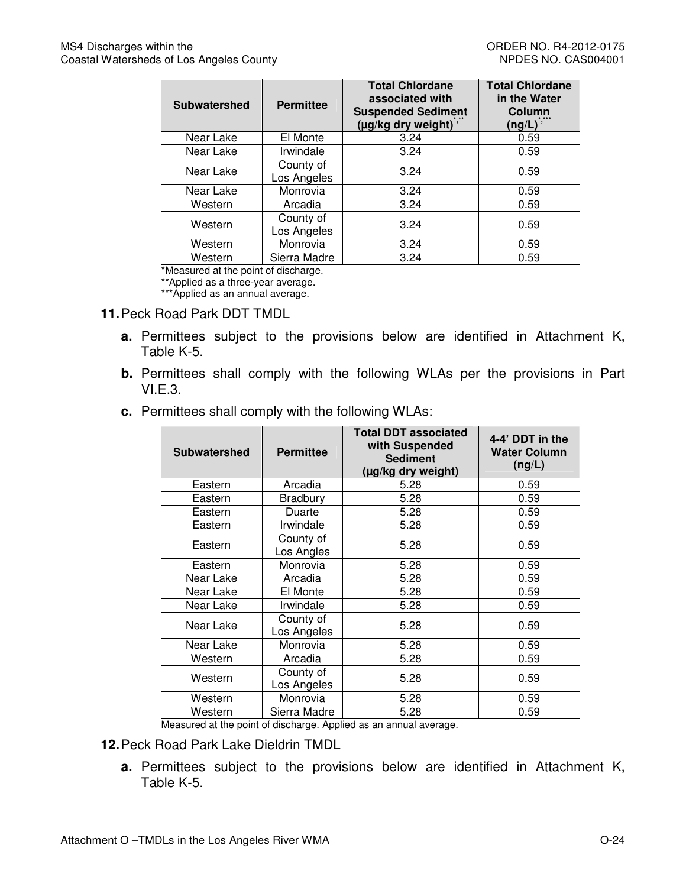| Subwatershed | Permittee | Total Chlordane associated with Suspended Sediment (µg/kg dry weight)*,** | Total Chlordane in the Water Column (ng/L)*,*** |
|---|---|---|---|
| Near Lake | El Monte | 3.24 | 0.59 |
| Near Lake | Irwindale | 3.24 | 0.59 |
| Near Lake | County of Los Angeles | 3.24 | 0.59 |
| Near Lake | Monrovia | 3.24 | 0.59 |
| Western | Arcadia | 3.24 | 0.59 |
| Western | County of Los Angeles | 3.24 | 0.59 |
| Western | Monrovia | 3.24 | 0.59 |
| Western | Sierra Madre | 3.24 | 0.59 |

*Measured at the point of discharge.
**Applied as a three-year average.
***Applied as an annual average.

**11.** Peck Road Park DDT TMDL

- **a.** Permittees subject to the provisions below are identified in Attachment K, Table K-5.
- **b.** Permittees shall comply with the following WLAs per the provisions in Part VI.E.3.
- **c.** Permittees shall comply with the following WLAs:

| Subwatershed | Permittee | Total DDT associated with Suspended Sediment (µg/kg dry weight) | 4-4' DDT in the Water Column (ng/L) |
|---|---|---|---|
| Eastern | Arcadia | 5.28 | 0.59 |
| Eastern | Bradbury | 5.28 | 0.59 |
| Eastern | Duarte | 5.28 | 0.59 |
| Eastern | Irwindale | 5.28 | 0.59 |
| Eastern | County of Los Angles | 5.28 | 0.59 |
| Eastern | Monrovia | 5.28 | 0.59 |
| Near Lake | Arcadia | 5.28 | 0.59 |
| Near Lake | El Monte | 5.28 | 0.59 |
| Near Lake | Irwindale | 5.28 | 0.59 |
| Near Lake | County of Los Angeles | 5.28 | 0.59 |
| Near Lake | Monrovia | 5.28 | 0.59 |
| Western | Arcadia | 5.28 | 0.59 |
| Western | County of Los Angeles | 5.28 | 0.59 |
| Western | Monrovia | 5.28 | 0.59 |
| Western | Sierra Madre | 5.28 | 0.59 |

Measured at the point of discharge. Applied as an annual average.

**12.** Peck Road Park Lake Dieldrin TMDL

- **a.** Permittees subject to the provisions below are identified in Attachment K, Table K-5.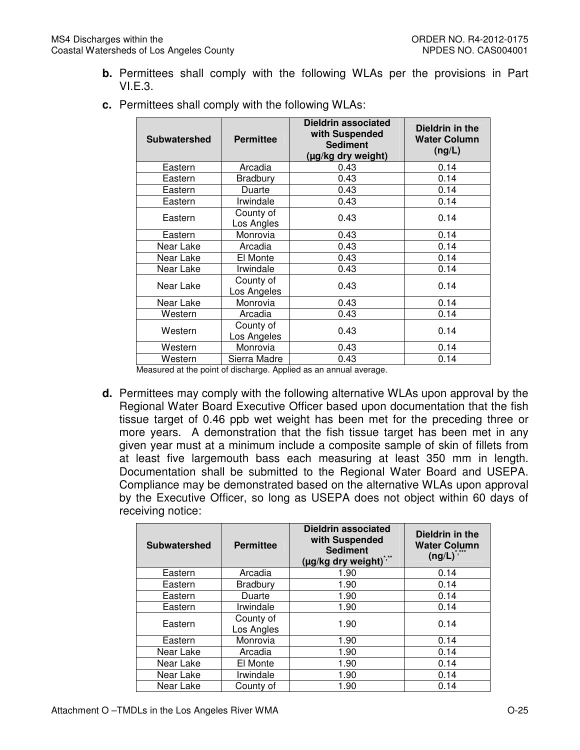**b.** Permittees shall comply with the following WLAs per the provisions in Part VI.E.3.

**c.** Permittees shall comply with the following WLAs:

| Subwatershed | Permittee | Dieldrin associated with Suspended Sediment (µg/kg dry weight) | Dieldrin in the Water Column (ng/L) |
|---|---|---|---|
| Eastern | Arcadia | 0.43 | 0.14 |
| Eastern | Bradbury | 0.43 | 0.14 |
| Eastern | Duarte | 0.43 | 0.14 |
| Eastern | Irwindale | 0.43 | 0.14 |
| Eastern | County of Los Angles | 0.43 | 0.14 |
| Eastern | Monrovia | 0.43 | 0.14 |
| Near Lake | Arcadia | 0.43 | 0.14 |
| Near Lake | El Monte | 0.43 | 0.14 |
| Near Lake | Irwindale | 0.43 | 0.14 |
| Near Lake | County of Los Angeles | 0.43 | 0.14 |
| Near Lake | Monrovia | 0.43 | 0.14 |
| Western | Arcadia | 0.43 | 0.14 |
| Western | County of Los Angeles | 0.43 | 0.14 |
| Western | Monrovia | 0.43 | 0.14 |
| Western | Sierra Madre | 0.43 | 0.14 |

Measured at the point of discharge. Applied as an annual average.

**d.** Permittees may comply with the following alternative WLAs upon approval by the Regional Water Board Executive Officer based upon documentation that the fish tissue target of 0.46 ppb wet weight has been met for the preceding three or more years. A demonstration that the fish tissue target has been met in any given year must at a minimum include a composite sample of skin of fillets from at least five largemouth bass each measuring at least 350 mm in length. Documentation shall be submitted to the Regional Water Board and USEPA. Compliance may be demonstrated based on the alternative WLAs upon approval by the Executive Officer, so long as USEPA does not object within 60 days of receiving notice:

| Subwatershed | Permittee | Dieldrin associated with Suspended Sediment (µg/kg dry weight)*,** | Dieldrin in the Water Column (ng/L)*,*** |
|---|---|---|---|
| Eastern | Arcadia | 1.90 | 0.14 |
| Eastern | Bradbury | 1.90 | 0.14 |
| Eastern | Duarte | 1.90 | 0.14 |
| Eastern | Irwindale | 1.90 | 0.14 |
| Eastern | County of Los Angles | 1.90 | 0.14 |
| Eastern | Monrovia | 1.90 | 0.14 |
| Near Lake | Arcadia | 1.90 | 0.14 |
| Near Lake | El Monte | 1.90 | 0.14 |
| Near Lake | Irwindale | 1.90 | 0.14 |
| Near Lake | County of | 1.90 | 0.14 |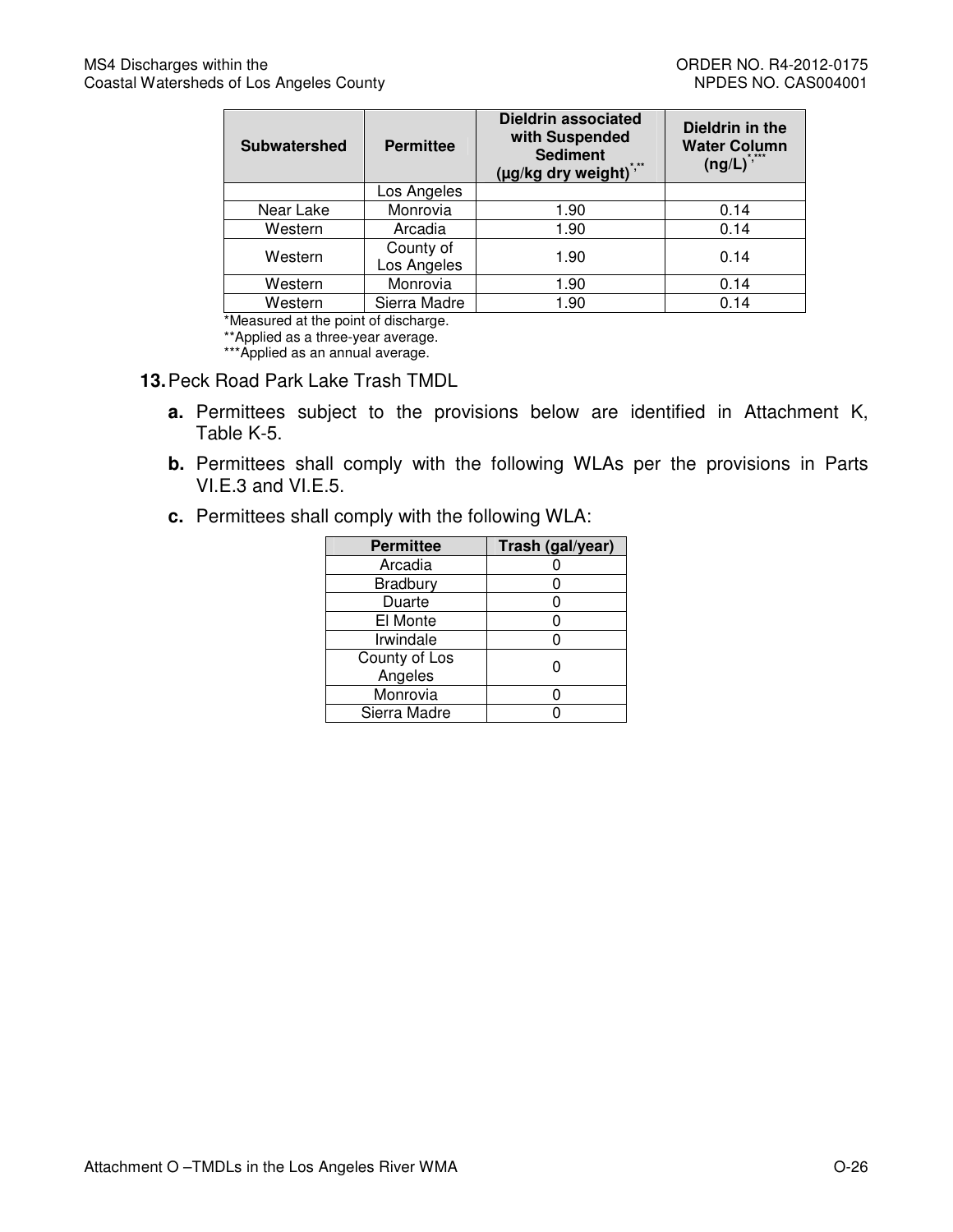| Subwatershed | Permittee | Dieldrin associated with Suspended Sediment (µg/kg dry weight)*,** | Dieldrin in the Water Column (ng/L)*,*** |
|---|---|---|---|
| | Los Angeles | | |
| Near Lake | Monrovia | 1.90 | 0.14 |
| Western | Arcadia | 1.90 | 0.14 |
| Western | County of Los Angeles | 1.90 | 0.14 |
| Western | Monrovia | 1.90 | 0.14 |
| Western | Sierra Madre | 1.90 | 0.14 |

*Measured at the point of discharge.
**Applied as a three-year average.
***Applied as an annual average.

**13.** Peck Road Park Lake Trash TMDL

**a.** Permittees subject to the provisions below are identified in Attachment K, Table K-5.

**b.** Permittees shall comply with the following WLAs per the provisions in Parts VI.E.3 and VI.E.5.

**c.** Permittees shall comply with the following WLA:

| Permittee | Trash (gal/year) |
|---|---|
| Arcadia | 0 |
| Bradbury | 0 |
| Duarte | 0 |
| El Monte | 0 |
| Irwindale | 0 |
| County of Los Angeles | 0 |
| Monrovia | 0 |
| Sierra Madre | 0 |